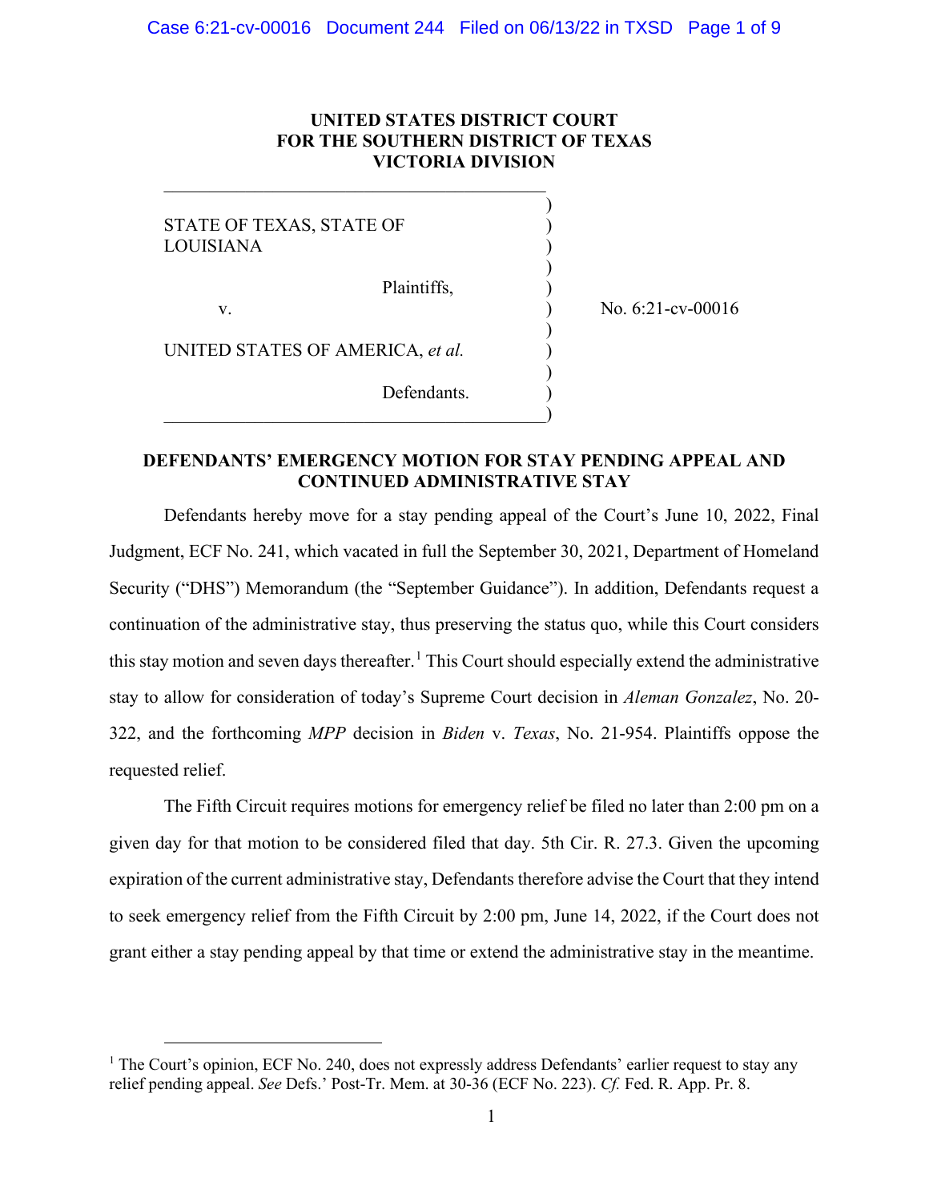**UNITED STATES DISTRICT COURT**
**FOR THE SOUTHERN DISTRICT OF TEXAS**
**VICTORIA DIVISION**

| | |
|---|---|
| STATE OF TEXAS, STATE OF LOUISIANA<br><br>Plaintiffs,<br><br>v.<br><br>UNITED STATES OF AMERICA, *et al.*<br><br>Defendants. | No. 6:21-cv-00016 |

**DEFENDANTS' EMERGENCY MOTION FOR STAY PENDING APPEAL AND CONTINUED ADMINISTRATIVE STAY**

Defendants hereby move for a stay pending appeal of the Court's June 10, 2022, Final Judgment, ECF No. 241, which vacated in full the September 30, 2021, Department of Homeland Security ("DHS") Memorandum (the "September Guidance"). In addition, Defendants request a continuation of the administrative stay, thus preserving the status quo, while this Court considers this stay motion and seven days thereafter.[1] This Court should especially extend the administrative stay to allow for consideration of today's Supreme Court decision in *Aleman Gonzalez*, No. 20-322, and the forthcoming *MPP* decision in *Biden* v. *Texas*, No. 21-954. Plaintiffs oppose the requested relief.

The Fifth Circuit requires motions for emergency relief be filed no later than 2:00 pm on a given day for that motion to be considered filed that day. 5th Cir. R. 27.3. Given the upcoming expiration of the current administrative stay, Defendants therefore advise the Court that they intend to seek emergency relief from the Fifth Circuit by 2:00 pm, June 14, 2022, if the Court does not grant either a stay pending appeal by that time or extend the administrative stay in the meantime.

[1] The Court's opinion, ECF No. 240, does not expressly address Defendants' earlier request to stay any relief pending appeal. *See* Defs.' Post-Tr. Mem. at 30-36 (ECF No. 223). *Cf.* Fed. R. App. Pr. 8.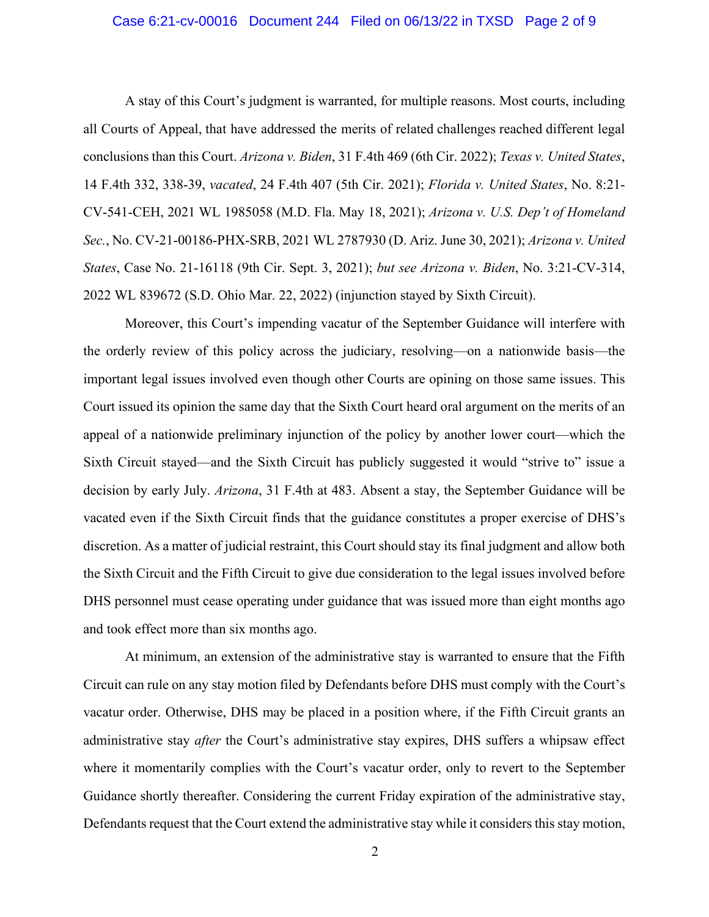A stay of this Court's judgment is warranted, for multiple reasons. Most courts, including all Courts of Appeal, that have addressed the merits of related challenges reached different legal conclusions than this Court. *Arizona v. Biden*, 31 F.4th 469 (6th Cir. 2022); *Texas v. United States*, 14 F.4th 332, 338-39, *vacated*, 24 F.4th 407 (5th Cir. 2021); *Florida v. United States*, No. 8:21-CV-541-CEH, 2021 WL 1985058 (M.D. Fla. May 18, 2021); *Arizona v. U.S. Dep't of Homeland Sec.*, No. CV-21-00186-PHX-SRB, 2021 WL 2787930 (D. Ariz. June 30, 2021); *Arizona v. United States*, Case No. 21-16118 (9th Cir. Sept. 3, 2021); *but see Arizona v. Biden*, No. 3:21-CV-314, 2022 WL 839672 (S.D. Ohio Mar. 22, 2022) (injunction stayed by Sixth Circuit).

Moreover, this Court's impending vacatur of the September Guidance will interfere with the orderly review of this policy across the judiciary, resolving—on a nationwide basis—the important legal issues involved even though other Courts are opining on those same issues. This Court issued its opinion the same day that the Sixth Court heard oral argument on the merits of an appeal of a nationwide preliminary injunction of the policy by another lower court—which the Sixth Circuit stayed—and the Sixth Circuit has publicly suggested it would "strive to" issue a decision by early July. *Arizona*, 31 F.4th at 483. Absent a stay, the September Guidance will be vacated even if the Sixth Circuit finds that the guidance constitutes a proper exercise of DHS's discretion. As a matter of judicial restraint, this Court should stay its final judgment and allow both the Sixth Circuit and the Fifth Circuit to give due consideration to the legal issues involved before DHS personnel must cease operating under guidance that was issued more than eight months ago and took effect more than six months ago.

At minimum, an extension of the administrative stay is warranted to ensure that the Fifth Circuit can rule on any stay motion filed by Defendants before DHS must comply with the Court's vacatur order. Otherwise, DHS may be placed in a position where, if the Fifth Circuit grants an administrative stay *after* the Court's administrative stay expires, DHS suffers a whipsaw effect where it momentarily complies with the Court's vacatur order, only to revert to the September Guidance shortly thereafter. Considering the current Friday expiration of the administrative stay, Defendants request that the Court extend the administrative stay while it considers this stay motion,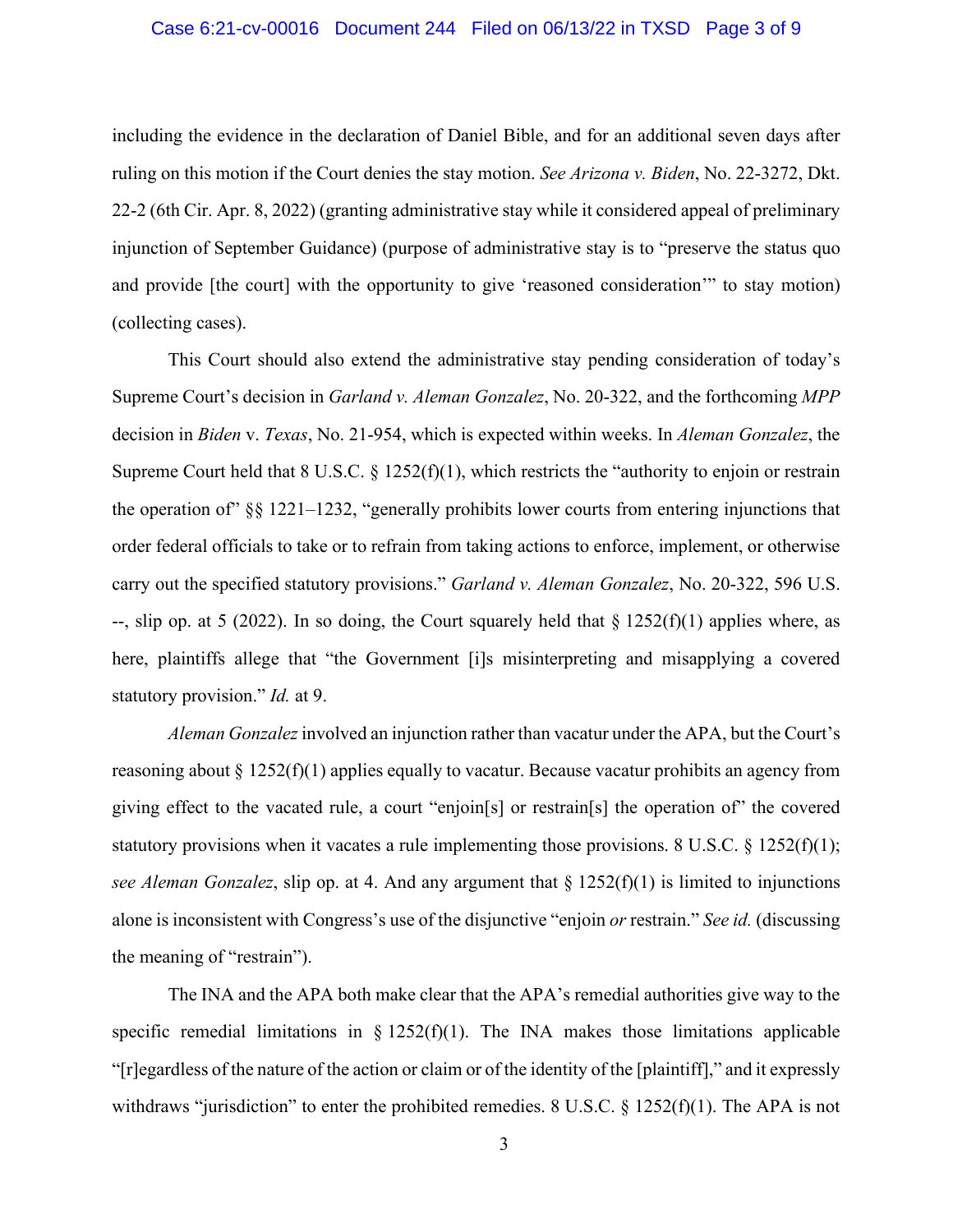including the evidence in the declaration of Daniel Bible, and for an additional seven days after ruling on this motion if the Court denies the stay motion. *See Arizona v. Biden*, No. 22-3272, Dkt. 22-2 (6th Cir. Apr. 8, 2022) (granting administrative stay while it considered appeal of preliminary injunction of September Guidance) (purpose of administrative stay is to "preserve the status quo and provide [the court] with the opportunity to give 'reasoned consideration'" to stay motion) (collecting cases).

This Court should also extend the administrative stay pending consideration of today's Supreme Court's decision in *Garland v. Aleman Gonzalez*, No. 20-322, and the forthcoming *MPP* decision in *Biden* v. *Texas*, No. 21-954, which is expected within weeks. In *Aleman Gonzalez*, the Supreme Court held that 8 U.S.C. § 1252(f)(1), which restricts the "authority to enjoin or restrain the operation of" §§ 1221–1232, "generally prohibits lower courts from entering injunctions that order federal officials to take or to refrain from taking actions to enforce, implement, or otherwise carry out the specified statutory provisions." *Garland v. Aleman Gonzalez*, No. 20-322, 596 U.S. --, slip op. at 5 (2022). In so doing, the Court squarely held that § 1252(f)(1) applies where, as here, plaintiffs allege that "the Government [i]s misinterpreting and misapplying a covered statutory provision." *Id.* at 9.

*Aleman Gonzalez* involved an injunction rather than vacatur under the APA, but the Court's reasoning about § 1252(f)(1) applies equally to vacatur. Because vacatur prohibits an agency from giving effect to the vacated rule, a court "enjoin[s] or restrain[s] the operation of" the covered statutory provisions when it vacates a rule implementing those provisions. 8 U.S.C. § 1252(f)(1); *see Aleman Gonzalez*, slip op. at 4. And any argument that § 1252(f)(1) is limited to injunctions alone is inconsistent with Congress's use of the disjunctive "enjoin *or* restrain." *See id.* (discussing the meaning of "restrain").

The INA and the APA both make clear that the APA's remedial authorities give way to the specific remedial limitations in § 1252(f)(1). The INA makes those limitations applicable "[r]egardless of the nature of the action or claim or of the identity of the [plaintiff]," and it expressly withdraws "jurisdiction" to enter the prohibited remedies. 8 U.S.C. § 1252(f)(1). The APA is not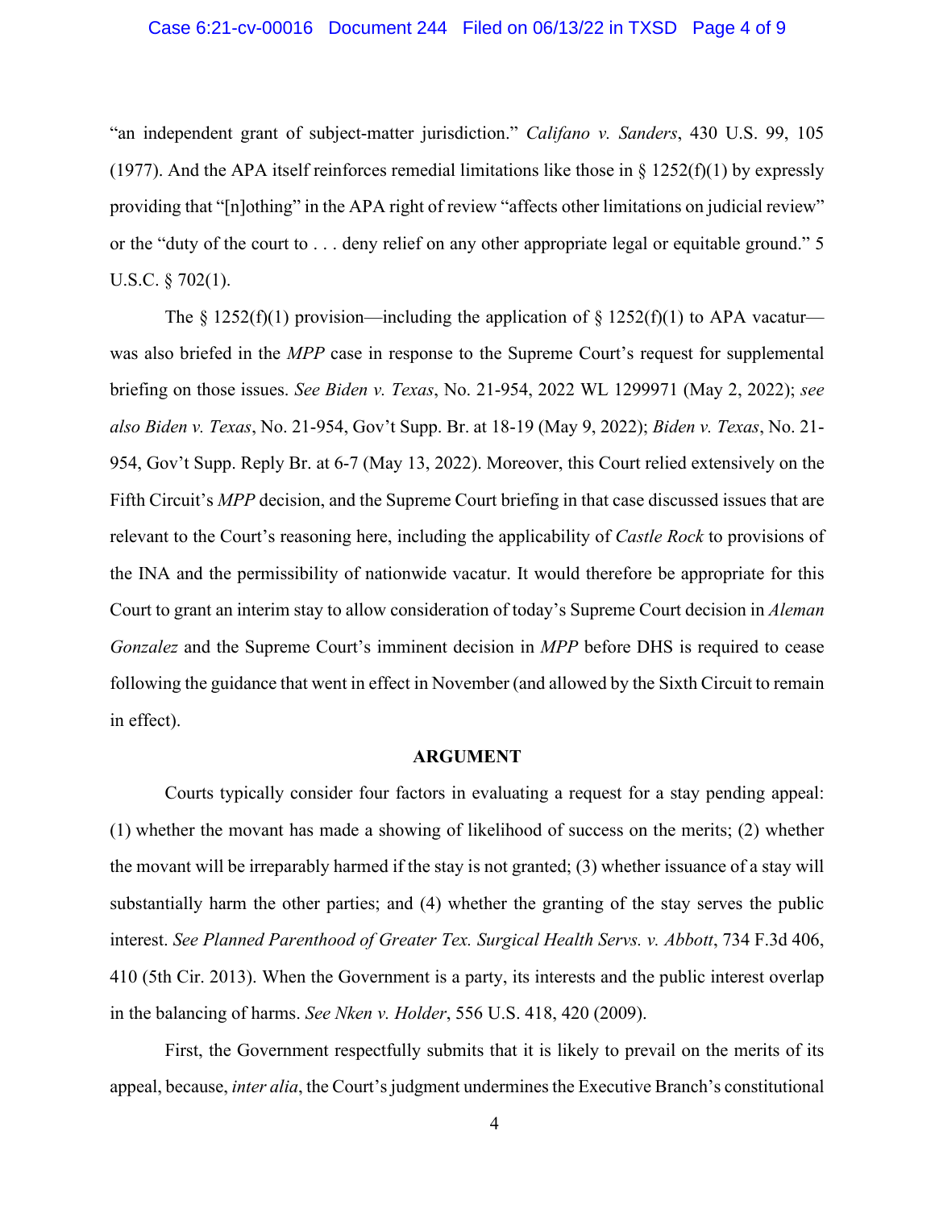"an independent grant of subject-matter jurisdiction." *Califano v. Sanders*, 430 U.S. 99, 105 (1977). And the APA itself reinforces remedial limitations like those in § 1252(f)(1) by expressly providing that "[n]othing" in the APA right of review "affects other limitations on judicial review" or the "duty of the court to . . . deny relief on any other appropriate legal or equitable ground." 5 U.S.C. § 702(1).

The § 1252(f)(1) provision—including the application of § 1252(f)(1) to APA vacatur—was also briefed in the *MPP* case in response to the Supreme Court's request for supplemental briefing on those issues. *See Biden v. Texas*, No. 21-954, 2022 WL 1299971 (May 2, 2022); *see also Biden v. Texas*, No. 21-954, Gov't Supp. Br. at 18-19 (May 9, 2022); *Biden v. Texas*, No. 21-954, Gov't Supp. Reply Br. at 6-7 (May 13, 2022). Moreover, this Court relied extensively on the Fifth Circuit's *MPP* decision, and the Supreme Court briefing in that case discussed issues that are relevant to the Court's reasoning here, including the applicability of *Castle Rock* to provisions of the INA and the permissibility of nationwide vacatur. It would therefore be appropriate for this Court to grant an interim stay to allow consideration of today's Supreme Court decision in *Aleman Gonzalez* and the Supreme Court's imminent decision in *MPP* before DHS is required to cease following the guidance that went in effect in November (and allowed by the Sixth Circuit to remain in effect).

## ARGUMENT

Courts typically consider four factors in evaluating a request for a stay pending appeal: (1) whether the movant has made a showing of likelihood of success on the merits; (2) whether the movant will be irreparably harmed if the stay is not granted; (3) whether issuance of a stay will substantially harm the other parties; and (4) whether the granting of the stay serves the public interest. *See Planned Parenthood of Greater Tex. Surgical Health Servs. v. Abbott*, 734 F.3d 406, 410 (5th Cir. 2013). When the Government is a party, its interests and the public interest overlap in the balancing of harms. *See Nken v. Holder*, 556 U.S. 418, 420 (2009).

First, the Government respectfully submits that it is likely to prevail on the merits of its appeal, because, *inter alia*, the Court's judgment undermines the Executive Branch's constitutional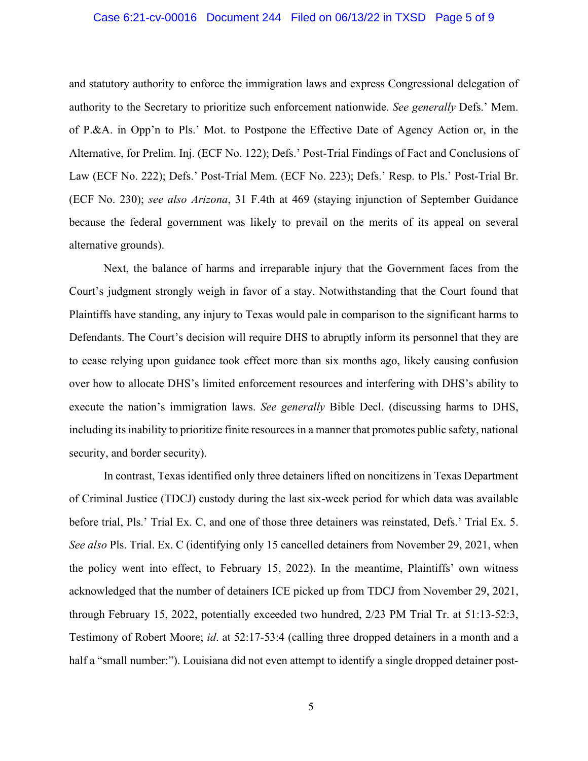and statutory authority to enforce the immigration laws and express Congressional delegation of authority to the Secretary to prioritize such enforcement nationwide. *See generally* Defs.' Mem. of P.&A. in Opp'n to Pls.' Mot. to Postpone the Effective Date of Agency Action or, in the Alternative, for Prelim. Inj. (ECF No. 122); Defs.' Post-Trial Findings of Fact and Conclusions of Law (ECF No. 222); Defs.' Post-Trial Mem. (ECF No. 223); Defs.' Resp. to Pls.' Post-Trial Br. (ECF No. 230); *see also Arizona*, 31 F.4th at 469 (staying injunction of September Guidance because the federal government was likely to prevail on the merits of its appeal on several alternative grounds).

Next, the balance of harms and irreparable injury that the Government faces from the Court's judgment strongly weigh in favor of a stay. Notwithstanding that the Court found that Plaintiffs have standing, any injury to Texas would pale in comparison to the significant harms to Defendants. The Court's decision will require DHS to abruptly inform its personnel that they are to cease relying upon guidance took effect more than six months ago, likely causing confusion over how to allocate DHS's limited enforcement resources and interfering with DHS's ability to execute the nation's immigration laws. *See generally* Bible Decl. (discussing harms to DHS, including its inability to prioritize finite resources in a manner that promotes public safety, national security, and border security).

In contrast, Texas identified only three detainers lifted on noncitizens in Texas Department of Criminal Justice (TDCJ) custody during the last six-week period for which data was available before trial, Pls.' Trial Ex. C, and one of those three detainers was reinstated, Defs.' Trial Ex. 5. *See also* Pls. Trial. Ex. C (identifying only 15 cancelled detainers from November 29, 2021, when the policy went into effect, to February 15, 2022). In the meantime, Plaintiffs' own witness acknowledged that the number of detainers ICE picked up from TDCJ from November 29, 2021, through February 15, 2022, potentially exceeded two hundred, 2/23 PM Trial Tr. at 51:13-52:3, Testimony of Robert Moore; *id*. at 52:17-53:4 (calling three dropped detainers in a month and a half a "small number:"). Louisiana did not even attempt to identify a single dropped detainer post-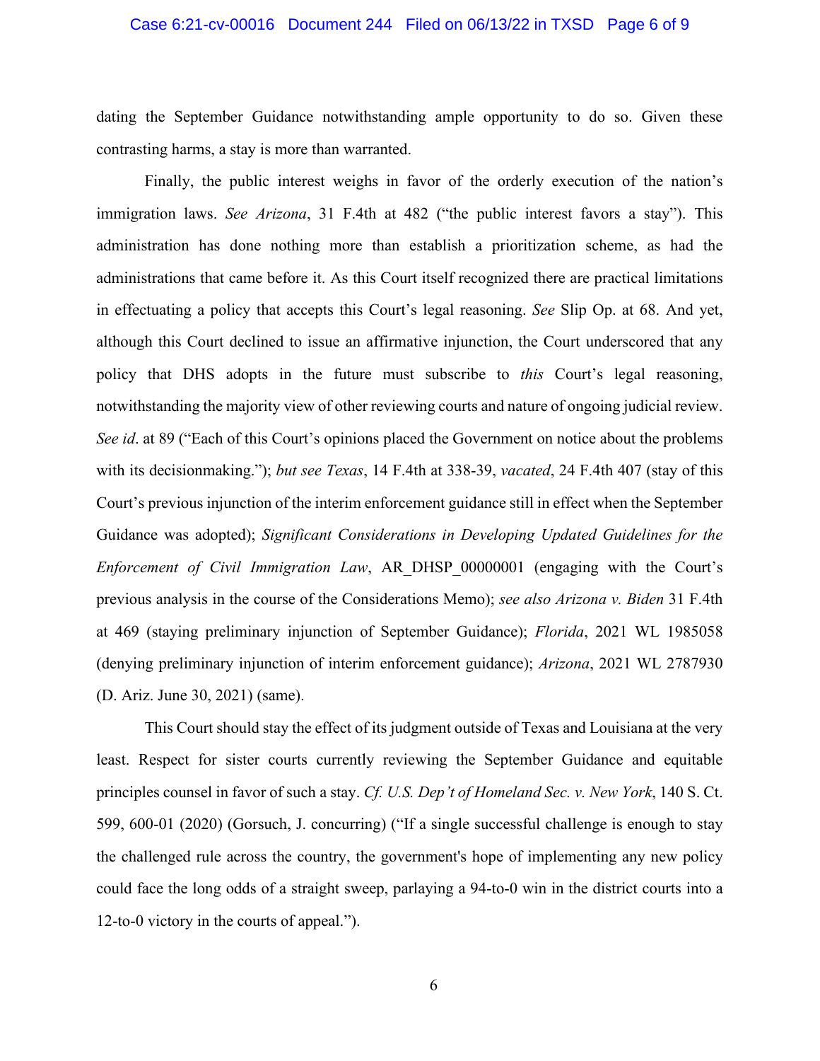dating the September Guidance notwithstanding ample opportunity to do so. Given these contrasting harms, a stay is more than warranted.

Finally, the public interest weighs in favor of the orderly execution of the nation's immigration laws. *See Arizona*, 31 F.4th at 482 ("the public interest favors a stay"). This administration has done nothing more than establish a prioritization scheme, as had the administrations that came before it. As this Court itself recognized there are practical limitations in effectuating a policy that accepts this Court's legal reasoning. *See* Slip Op. at 68. And yet, although this Court declined to issue an affirmative injunction, the Court underscored that any policy that DHS adopts in the future must subscribe to *this* Court's legal reasoning, notwithstanding the majority view of other reviewing courts and nature of ongoing judicial review. *See id*. at 89 ("Each of this Court's opinions placed the Government on notice about the problems with its decisionmaking."); *but see Texas*, 14 F.4th at 338-39, *vacated*, 24 F.4th 407 (stay of this Court's previous injunction of the interim enforcement guidance still in effect when the September Guidance was adopted); *Significant Considerations in Developing Updated Guidelines for the Enforcement of Civil Immigration Law*, AR_DHSP_00000001 (engaging with the Court's previous analysis in the course of the Considerations Memo); *see also Arizona v. Biden* 31 F.4th at 469 (staying preliminary injunction of September Guidance); *Florida*, 2021 WL 1985058 (denying preliminary injunction of interim enforcement guidance); *Arizona*, 2021 WL 2787930 (D. Ariz. June 30, 2021) (same).

This Court should stay the effect of its judgment outside of Texas and Louisiana at the very least. Respect for sister courts currently reviewing the September Guidance and equitable principles counsel in favor of such a stay. *Cf. U.S. Dep't of Homeland Sec. v. New York*, 140 S. Ct. 599, 600-01 (2020) (Gorsuch, J. concurring) ("If a single successful challenge is enough to stay the challenged rule across the country, the government's hope of implementing any new policy could face the long odds of a straight sweep, parlaying a 94-to-0 win in the district courts into a 12-to-0 victory in the courts of appeal.").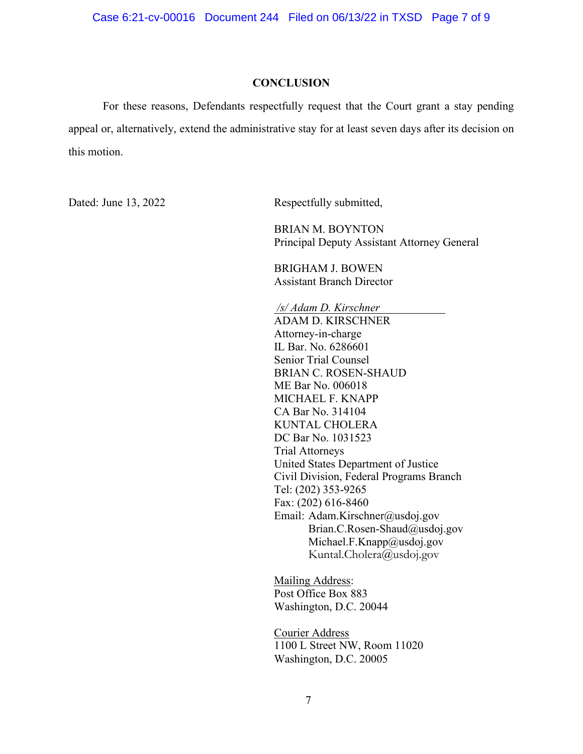## CONCLUSION

For these reasons, Defendants respectfully request that the Court grant a stay pending appeal or, alternatively, extend the administrative stay for at least seven days after its decision on this motion.

Dated: June 13, 2022

Respectfully submitted,

BRIAN M. BOYNTON
Principal Deputy Assistant Attorney General

BRIGHAM J. BOWEN
Assistant Branch Director

*/s/ Adam D. Kirschner*
ADAM D. KIRSCHNER
Attorney-in-charge
IL Bar. No. 6286601
Senior Trial Counsel
BRIAN C. ROSEN-SHAUD
ME Bar No. 006018
MICHAEL F. KNAPP
CA Bar No. 314104
KUNTAL CHOLERA
DC Bar No. 1031523
Trial Attorneys
United States Department of Justice
Civil Division, Federal Programs Branch
Tel: (202) 353-9265
Fax: (202) 616-8460
Email: Adam.Kirschner@usdoj.gov
Brian.C.Rosen-Shaud@usdoj.gov
Michael.F.Knapp@usdoj.gov
Kuntal.Cholera@usdoj.gov

Mailing Address:
Post Office Box 883
Washington, D.C. 20044

Courier Address
1100 L Street NW, Room 11020
Washington, D.C. 20005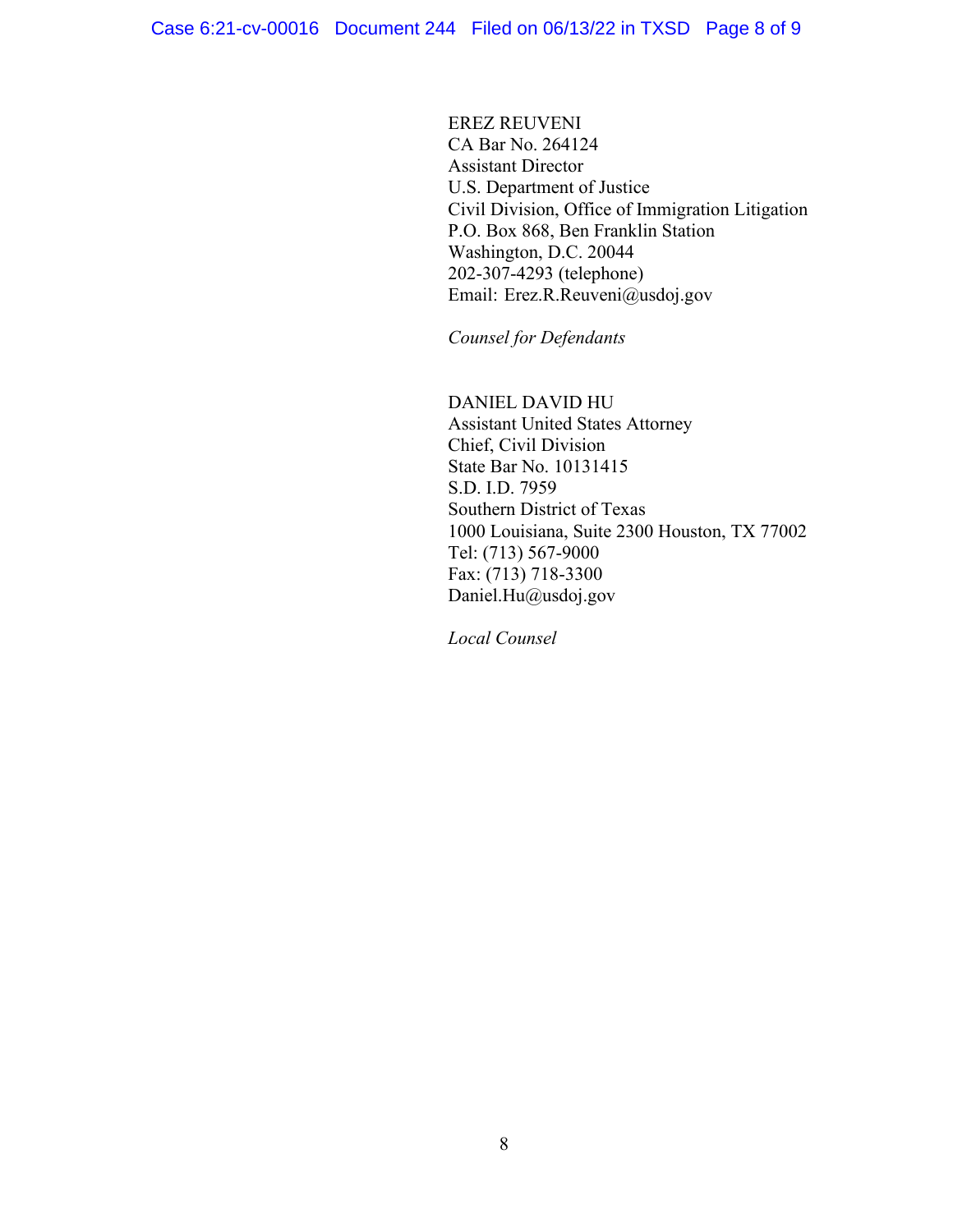EREZ REUVENI
CA Bar No. 264124
Assistant Director
U.S. Department of Justice
Civil Division, Office of Immigration Litigation
P.O. Box 868, Ben Franklin Station
Washington, D.C. 20044
202-307-4293 (telephone)
Email: Erez.R.Reuveni@usdoj.gov

*Counsel for Defendants*

DANIEL DAVID HU
Assistant United States Attorney
Chief, Civil Division
State Bar No. 10131415
S.D. I.D. 7959
Southern District of Texas
1000 Louisiana, Suite 2300 Houston, TX 77002
Tel: (713) 567-9000
Fax: (713) 718-3300
Daniel.Hu@usdoj.gov

*Local Counsel*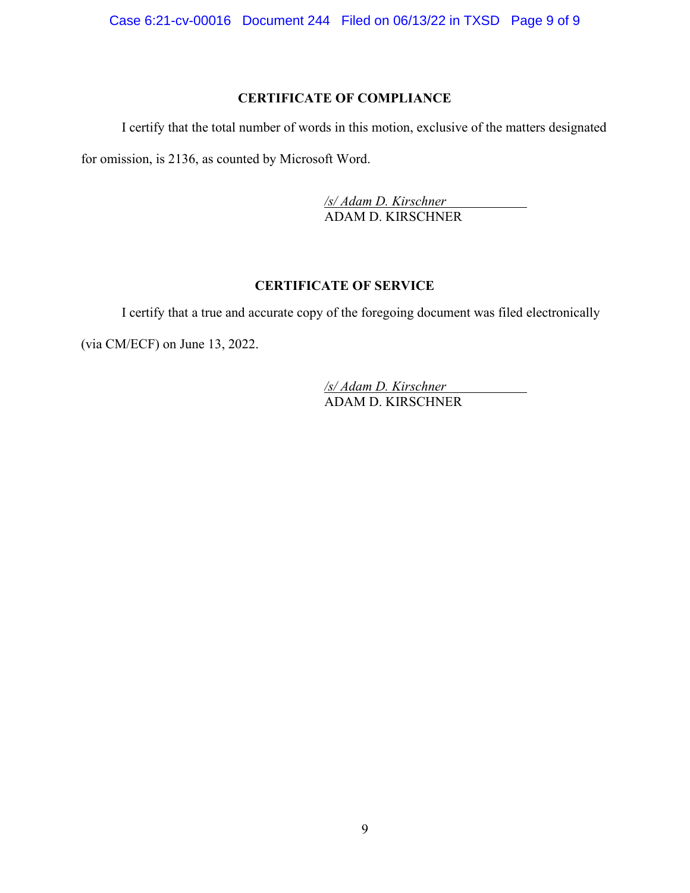## CERTIFICATE OF COMPLIANCE

I certify that the total number of words in this motion, exclusive of the matters designated for omission, is 2136, as counted by Microsoft Word.

*/s/ Adam D. Kirschner*
ADAM D. KIRSCHNER

## CERTIFICATE OF SERVICE

I certify that a true and accurate copy of the foregoing document was filed electronically (via CM/ECF) on June 13, 2022.

*/s/ Adam D. Kirschner*
ADAM D. KIRSCHNER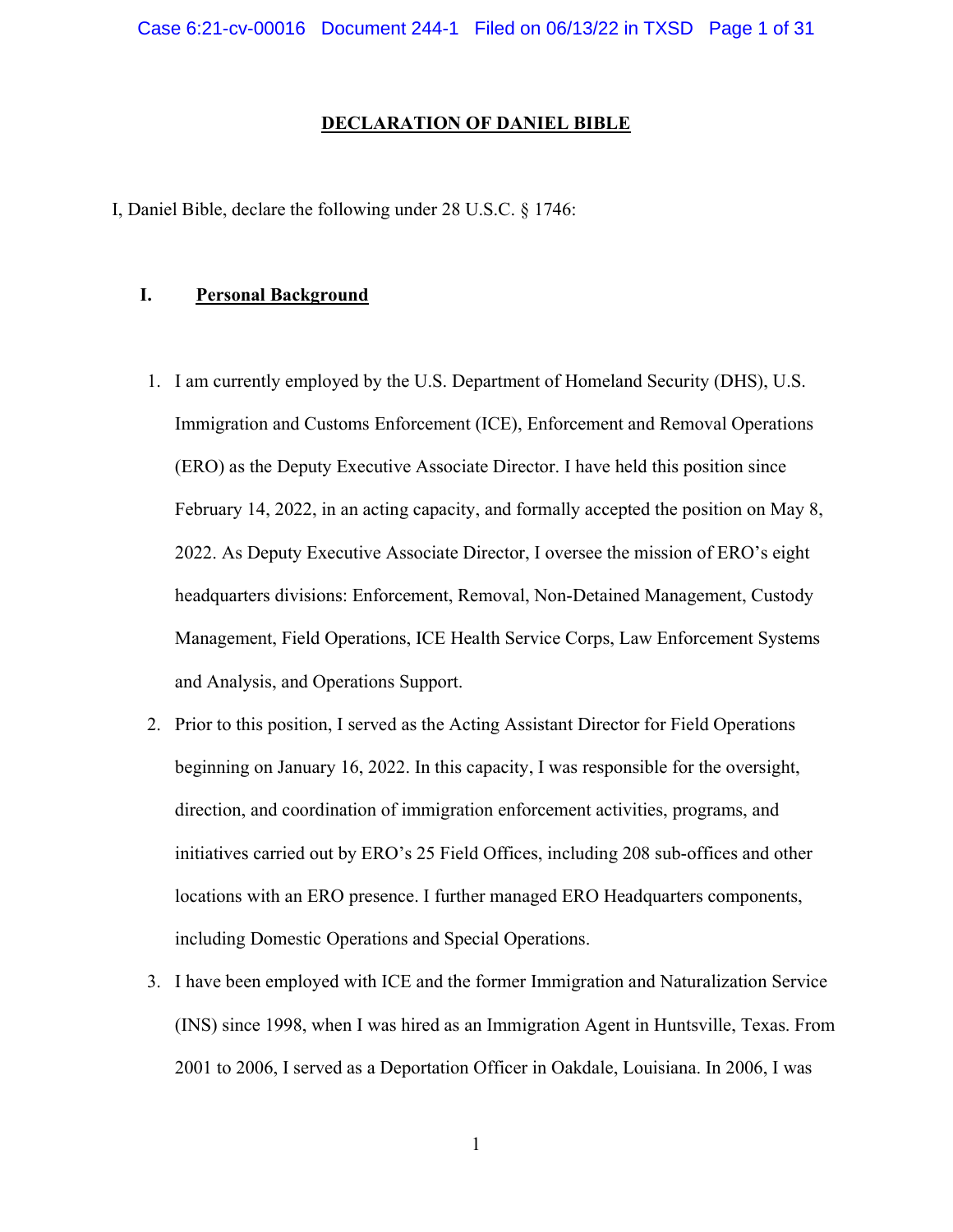# DECLARATION OF DANIEL BIBLE

I, Daniel Bible, declare the following under 28 U.S.C. § 1746:

## I. Personal Background

1. I am currently employed by the U.S. Department of Homeland Security (DHS), U.S. Immigration and Customs Enforcement (ICE), Enforcement and Removal Operations (ERO) as the Deputy Executive Associate Director. I have held this position since February 14, 2022, in an acting capacity, and formally accepted the position on May 8, 2022. As Deputy Executive Associate Director, I oversee the mission of ERO's eight headquarters divisions: Enforcement, Removal, Non-Detained Management, Custody Management, Field Operations, ICE Health Service Corps, Law Enforcement Systems and Analysis, and Operations Support.
2. Prior to this position, I served as the Acting Assistant Director for Field Operations beginning on January 16, 2022. In this capacity, I was responsible for the oversight, direction, and coordination of immigration enforcement activities, programs, and initiatives carried out by ERO's 25 Field Offices, including 208 sub-offices and other locations with an ERO presence. I further managed ERO Headquarters components, including Domestic Operations and Special Operations.
3. I have been employed with ICE and the former Immigration and Naturalization Service (INS) since 1998, when I was hired as an Immigration Agent in Huntsville, Texas. From 2001 to 2006, I served as a Deportation Officer in Oakdale, Louisiana. In 2006, I was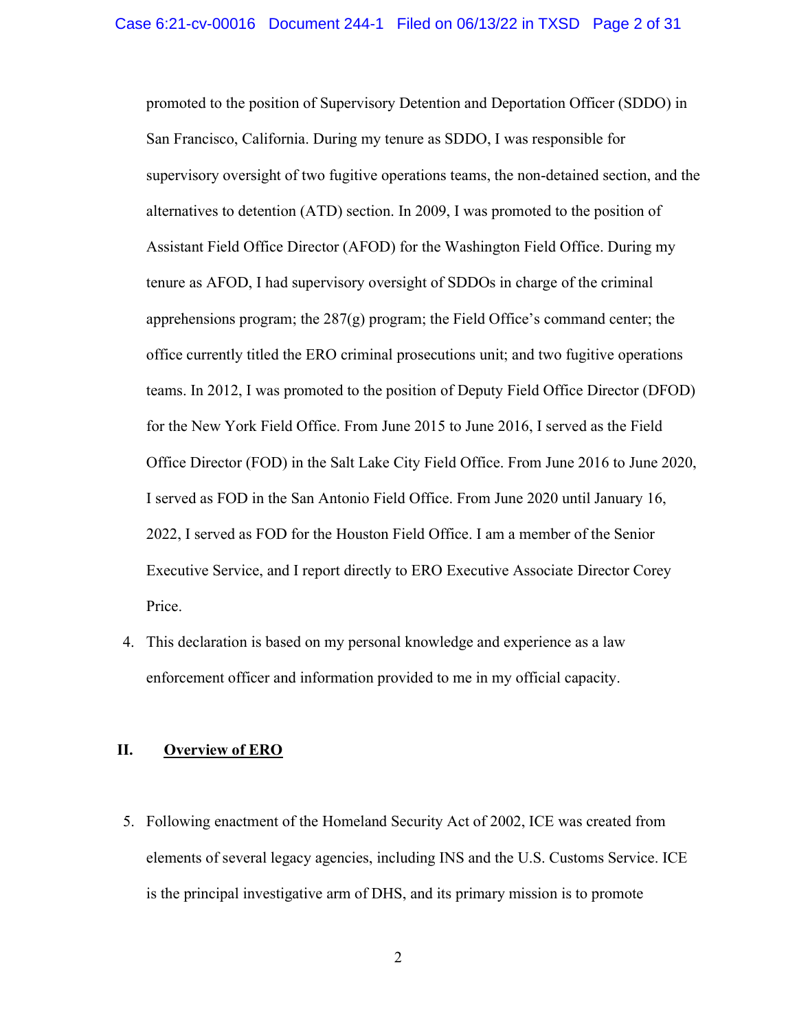promoted to the position of Supervisory Detention and Deportation Officer (SDDO) in San Francisco, California. During my tenure as SDDO, I was responsible for supervisory oversight of two fugitive operations teams, the non-detained section, and the alternatives to detention (ATD) section. In 2009, I was promoted to the position of Assistant Field Office Director (AFOD) for the Washington Field Office. During my tenure as AFOD, I had supervisory oversight of SDDOs in charge of the criminal apprehensions program; the 287(g) program; the Field Office's command center; the office currently titled the ERO criminal prosecutions unit; and two fugitive operations teams. In 2012, I was promoted to the position of Deputy Field Office Director (DFOD) for the New York Field Office. From June 2015 to June 2016, I served as the Field Office Director (FOD) in the Salt Lake City Field Office. From June 2016 to June 2020, I served as FOD in the San Antonio Field Office. From June 2020 until January 16, 2022, I served as FOD for the Houston Field Office. I am a member of the Senior Executive Service, and I report directly to ERO Executive Associate Director Corey Price.

4. This declaration is based on my personal knowledge and experience as a law enforcement officer and information provided to me in my official capacity.

## II. <u>Overview of ERO</u>

5. Following enactment of the Homeland Security Act of 2002, ICE was created from elements of several legacy agencies, including INS and the U.S. Customs Service. ICE is the principal investigative arm of DHS, and its primary mission is to promote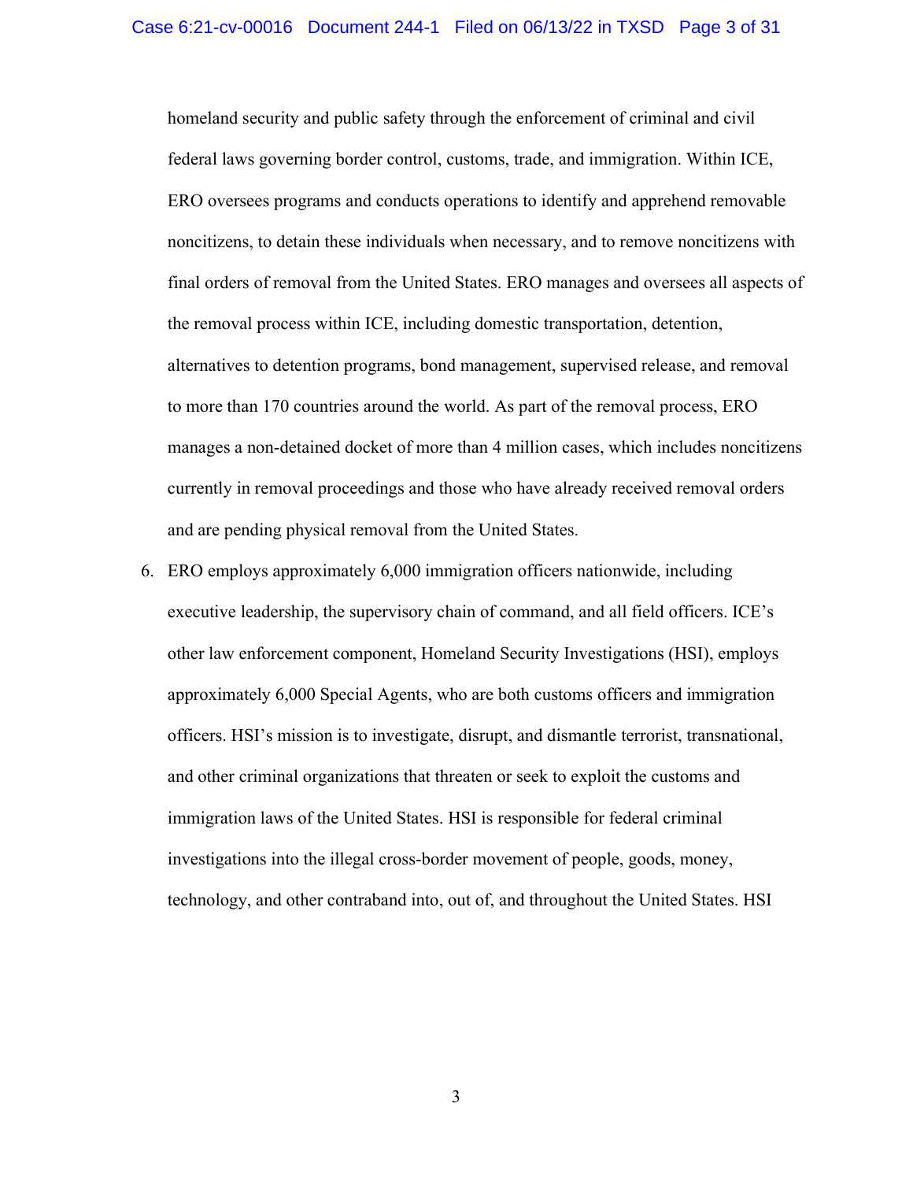homeland security and public safety through the enforcement of criminal and civil federal laws governing border control, customs, trade, and immigration. Within ICE, ERO oversees programs and conducts operations to identify and apprehend removable noncitizens, to detain these individuals when necessary, and to remove noncitizens with final orders of removal from the United States. ERO manages and oversees all aspects of the removal process within ICE, including domestic transportation, detention, alternatives to detention programs, bond management, supervised release, and removal to more than 170 countries around the world. As part of the removal process, ERO manages a non-detained docket of more than 4 million cases, which includes noncitizens currently in removal proceedings and those who have already received removal orders and are pending physical removal from the United States.

6. ERO employs approximately 6,000 immigration officers nationwide, including executive leadership, the supervisory chain of command, and all field officers. ICE's other law enforcement component, Homeland Security Investigations (HSI), employs approximately 6,000 Special Agents, who are both customs officers and immigration officers. HSI's mission is to investigate, disrupt, and dismantle terrorist, transnational, and other criminal organizations that threaten or seek to exploit the customs and immigration laws of the United States. HSI is responsible for federal criminal investigations into the illegal cross-border movement of people, goods, money, technology, and other contraband into, out of, and throughout the United States. HSI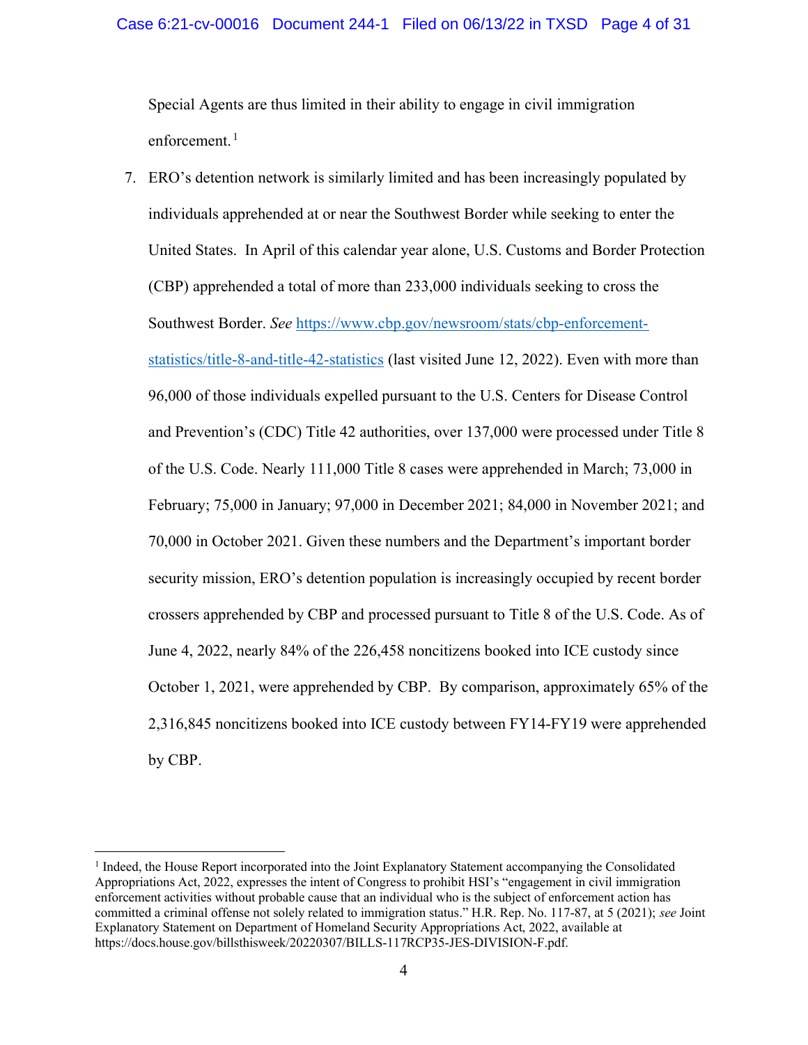Special Agents are thus limited in their ability to engage in civil immigration enforcement.[1]

7. ERO's detention network is similarly limited and has been increasingly populated by individuals apprehended at or near the Southwest Border while seeking to enter the United States. In April of this calendar year alone, U.S. Customs and Border Protection (CBP) apprehended a total of more than 233,000 individuals seeking to cross the Southwest Border. *See* https://www.cbp.gov/newsroom/stats/cbp-enforcement-statistics/title-8-and-title-42-statistics (last visited June 12, 2022). Even with more than 96,000 of those individuals expelled pursuant to the U.S. Centers for Disease Control and Prevention's (CDC) Title 42 authorities, over 137,000 were processed under Title 8 of the U.S. Code. Nearly 111,000 Title 8 cases were apprehended in March; 73,000 in February; 75,000 in January; 97,000 in December 2021; 84,000 in November 2021; and 70,000 in October 2021. Given these numbers and the Department's important border security mission, ERO's detention population is increasingly occupied by recent border crossers apprehended by CBP and processed pursuant to Title 8 of the U.S. Code. As of June 4, 2022, nearly 84% of the 226,458 noncitizens booked into ICE custody since October 1, 2021, were apprehended by CBP. By comparison, approximately 65% of the 2,316,845 noncitizens booked into ICE custody between FY14-FY19 were apprehended by CBP.

[1] Indeed, the House Report incorporated into the Joint Explanatory Statement accompanying the Consolidated Appropriations Act, 2022, expresses the intent of Congress to prohibit HSI's "engagement in civil immigration enforcement activities without probable cause that an individual who is the subject of enforcement action has committed a criminal offense not solely related to immigration status." H.R. Rep. No. 117-87, at 5 (2021); *see* Joint Explanatory Statement on Department of Homeland Security Appropriations Act, 2022, available at https://docs.house.gov/billsthisweek/20220307/BILLS-117RCP35-JES-DIVISION-F.pdf.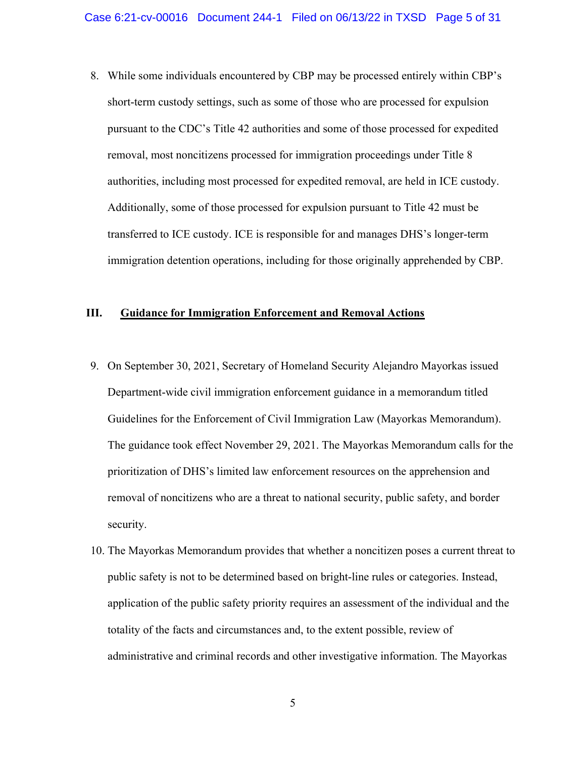8. While some individuals encountered by CBP may be processed entirely within CBP's short-term custody settings, such as some of those who are processed for expulsion pursuant to the CDC's Title 42 authorities and some of those processed for expedited removal, most noncitizens processed for immigration proceedings under Title 8 authorities, including most processed for expedited removal, are held in ICE custody. Additionally, some of those processed for expulsion pursuant to Title 42 must be transferred to ICE custody. ICE is responsible for and manages DHS's longer-term immigration detention operations, including for those originally apprehended by CBP.

## III. Guidance for Immigration Enforcement and Removal Actions

9. On September 30, 2021, Secretary of Homeland Security Alejandro Mayorkas issued Department-wide civil immigration enforcement guidance in a memorandum titled Guidelines for the Enforcement of Civil Immigration Law (Mayorkas Memorandum). The guidance took effect November 29, 2021. The Mayorkas Memorandum calls for the prioritization of DHS's limited law enforcement resources on the apprehension and removal of noncitizens who are a threat to national security, public safety, and border security.

10. The Mayorkas Memorandum provides that whether a noncitizen poses a current threat to public safety is not to be determined based on bright-line rules or categories. Instead, application of the public safety priority requires an assessment of the individual and the totality of the facts and circumstances and, to the extent possible, review of administrative and criminal records and other investigative information. The Mayorkas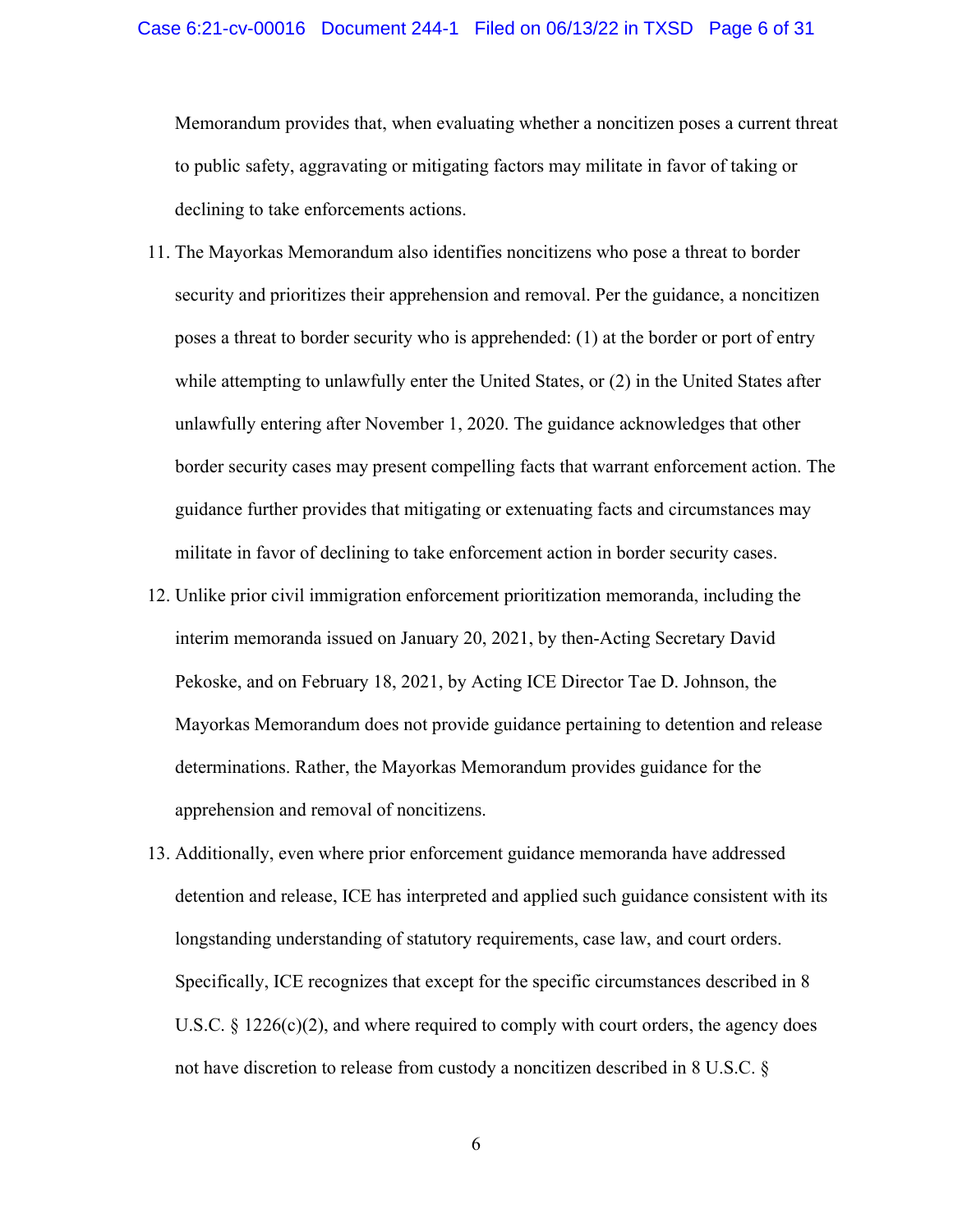Memorandum provides that, when evaluating whether a noncitizen poses a current threat to public safety, aggravating or mitigating factors may militate in favor of taking or declining to take enforcements actions.

11. The Mayorkas Memorandum also identifies noncitizens who pose a threat to border security and prioritizes their apprehension and removal. Per the guidance, a noncitizen poses a threat to border security who is apprehended: (1) at the border or port of entry while attempting to unlawfully enter the United States, or (2) in the United States after unlawfully entering after November 1, 2020. The guidance acknowledges that other border security cases may present compelling facts that warrant enforcement action. The guidance further provides that mitigating or extenuating facts and circumstances may militate in favor of declining to take enforcement action in border security cases.

12. Unlike prior civil immigration enforcement prioritization memoranda, including the interim memoranda issued on January 20, 2021, by then-Acting Secretary David Pekoske, and on February 18, 2021, by Acting ICE Director Tae D. Johnson, the Mayorkas Memorandum does not provide guidance pertaining to detention and release determinations. Rather, the Mayorkas Memorandum provides guidance for the apprehension and removal of noncitizens.

13. Additionally, even where prior enforcement guidance memoranda have addressed detention and release, ICE has interpreted and applied such guidance consistent with its longstanding understanding of statutory requirements, case law, and court orders. Specifically, ICE recognizes that except for the specific circumstances described in 8 U.S.C. § 1226(c)(2), and where required to comply with court orders, the agency does not have discretion to release from custody a noncitizen described in 8 U.S.C. §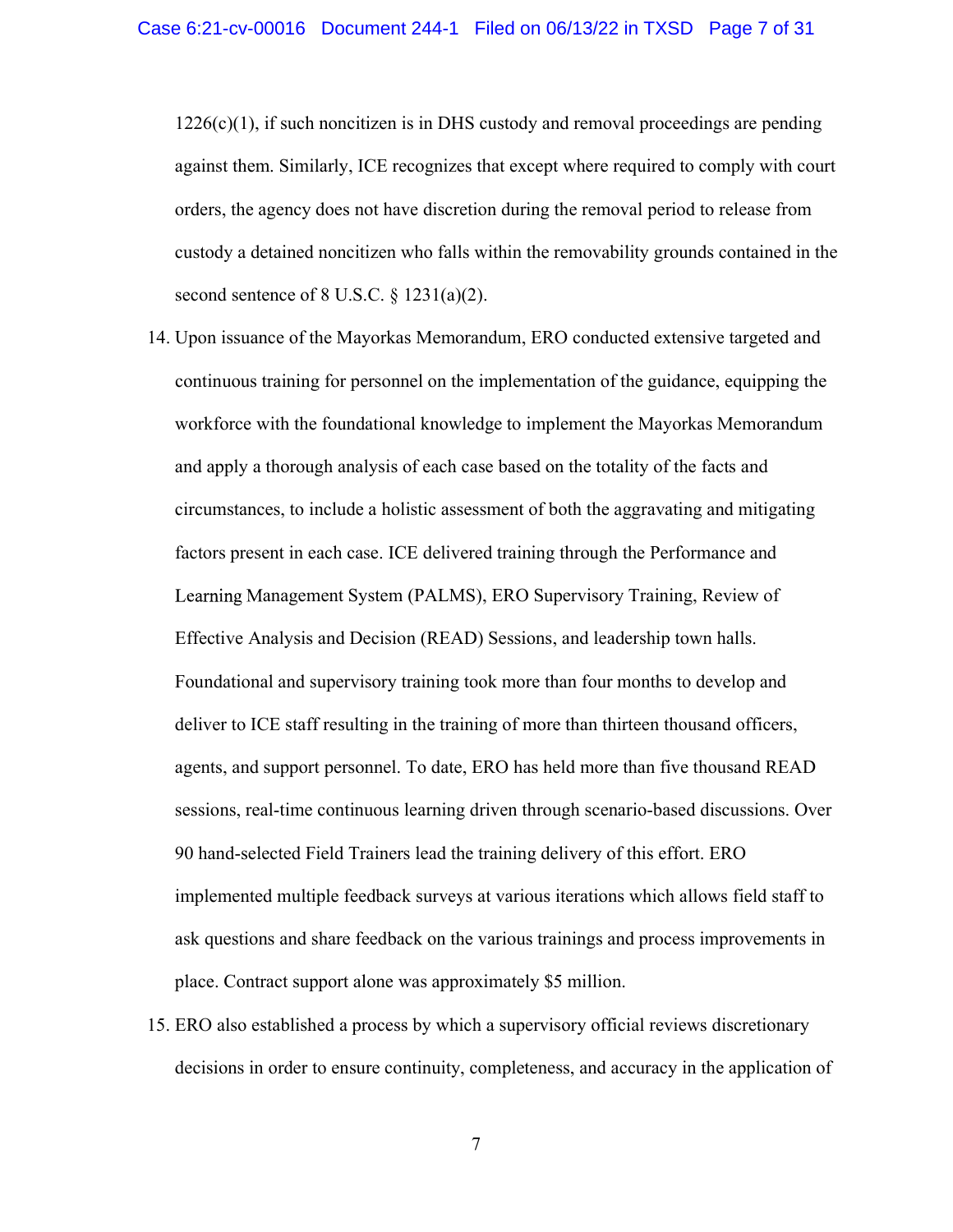1226(c)(1), if such noncitizen is in DHS custody and removal proceedings are pending against them. Similarly, ICE recognizes that except where required to comply with court orders, the agency does not have discretion during the removal period to release from custody a detained noncitizen who falls within the removability grounds contained in the second sentence of 8 U.S.C. § 1231(a)(2).

14. Upon issuance of the Mayorkas Memorandum, ERO conducted extensive targeted and continuous training for personnel on the implementation of the guidance, equipping the workforce with the foundational knowledge to implement the Mayorkas Memorandum and apply a thorough analysis of each case based on the totality of the facts and circumstances, to include a holistic assessment of both the aggravating and mitigating factors present in each case. ICE delivered training through the Performance and Learning Management System (PALMS), ERO Supervisory Training, Review of Effective Analysis and Decision (READ) Sessions, and leadership town halls. Foundational and supervisory training took more than four months to develop and deliver to ICE staff resulting in the training of more than thirteen thousand officers, agents, and support personnel. To date, ERO has held more than five thousand READ sessions, real-time continuous learning driven through scenario-based discussions. Over 90 hand-selected Field Trainers lead the training delivery of this effort. ERO implemented multiple feedback surveys at various iterations which allows field staff to ask questions and share feedback on the various trainings and process improvements in place. Contract support alone was approximately $5 million.

15. ERO also established a process by which a supervisory official reviews discretionary decisions in order to ensure continuity, completeness, and accuracy in the application of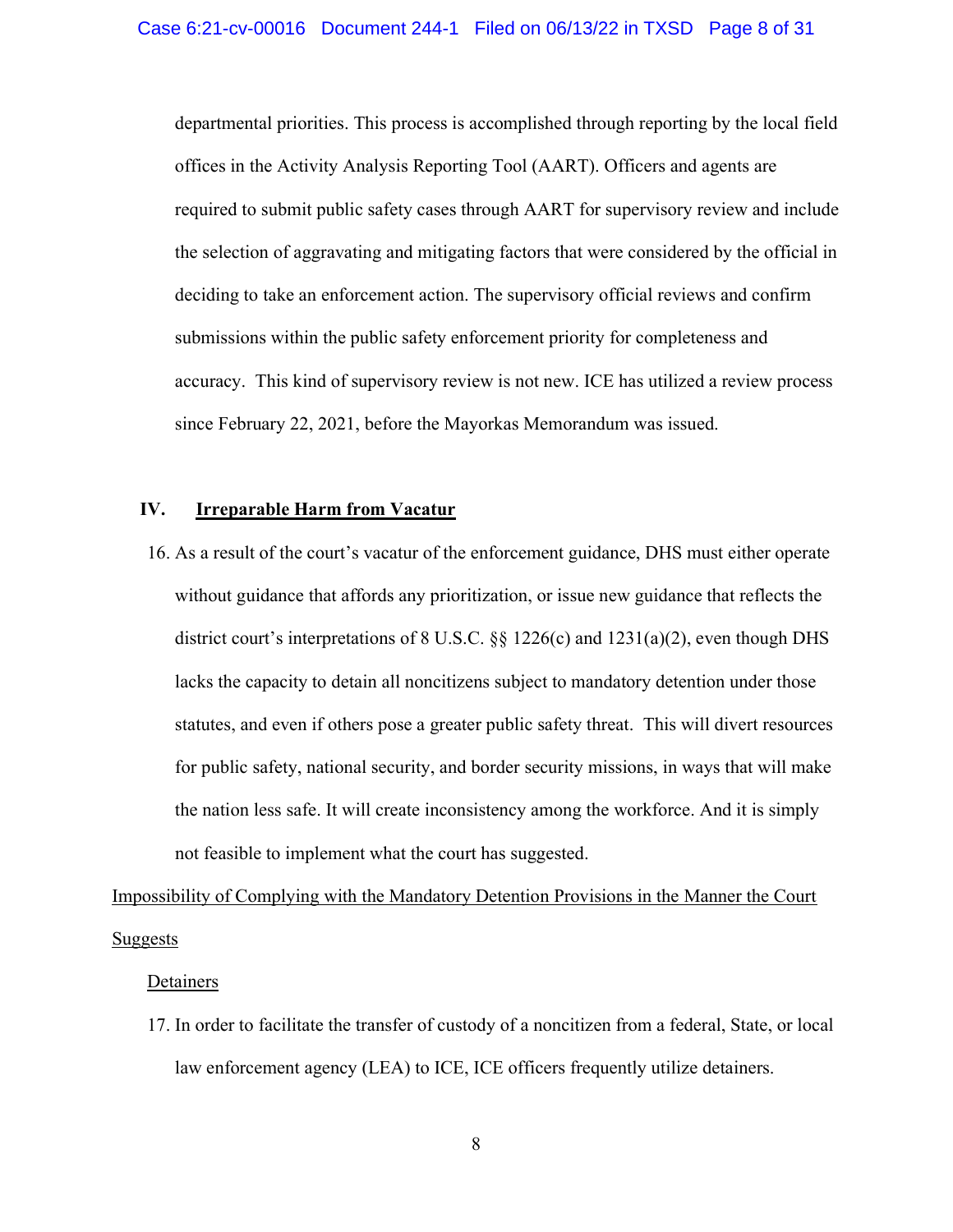departmental priorities. This process is accomplished through reporting by the local field offices in the Activity Analysis Reporting Tool (AART). Officers and agents are required to submit public safety cases through AART for supervisory review and include the selection of aggravating and mitigating factors that were considered by the official in deciding to take an enforcement action. The supervisory official reviews and confirm submissions within the public safety enforcement priority for completeness and accuracy. This kind of supervisory review is not new. ICE has utilized a review process since February 22, 2021, before the Mayorkas Memorandum was issued.

## IV. Irreparable Harm from Vacatur

16. As a result of the court's vacatur of the enforcement guidance, DHS must either operate without guidance that affords any prioritization, or issue new guidance that reflects the district court's interpretations of 8 U.S.C. §§ 1226(c) and 1231(a)(2), even though DHS lacks the capacity to detain all noncitizens subject to mandatory detention under those statutes, and even if others pose a greater public safety threat. This will divert resources for public safety, national security, and border security missions, in ways that will make the nation less safe. It will create inconsistency among the workforce. And it is simply not feasible to implement what the court has suggested.

### Impossibility of Complying with the Mandatory Detention Provisions in the Manner the Court Suggests

#### Detainers

17. In order to facilitate the transfer of custody of a noncitizen from a federal, State, or local law enforcement agency (LEA) to ICE, ICE officers frequently utilize detainers.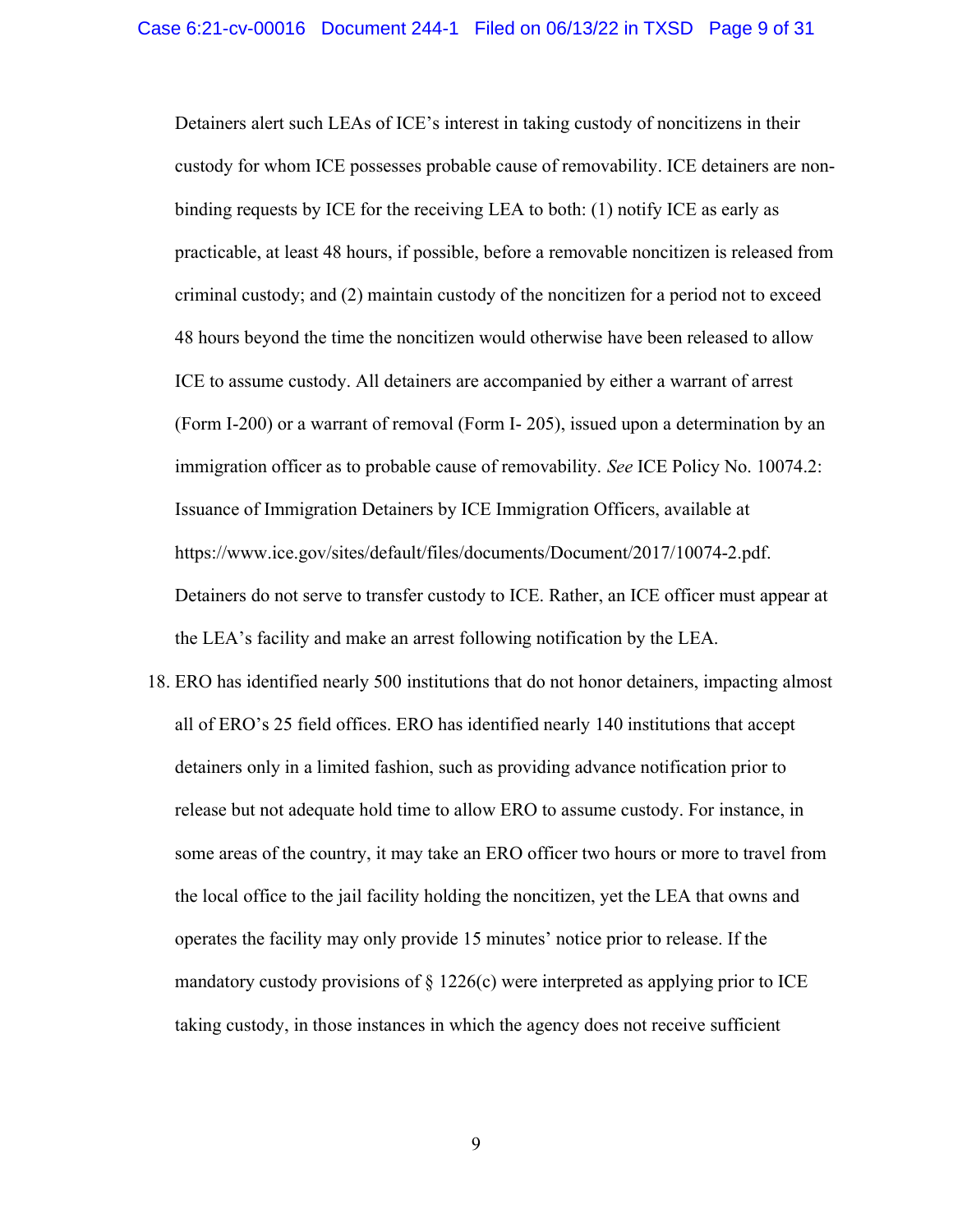Detainers alert such LEAs of ICE's interest in taking custody of noncitizens in their custody for whom ICE possesses probable cause of removability. ICE detainers are non-binding requests by ICE for the receiving LEA to both: (1) notify ICE as early as practicable, at least 48 hours, if possible, before a removable noncitizen is released from criminal custody; and (2) maintain custody of the noncitizen for a period not to exceed 48 hours beyond the time the noncitizen would otherwise have been released to allow ICE to assume custody. All detainers are accompanied by either a warrant of arrest (Form I-200) or a warrant of removal (Form I- 205), issued upon a determination by an immigration officer as to probable cause of removability. *See* ICE Policy No. 10074.2: Issuance of Immigration Detainers by ICE Immigration Officers, available at https://www.ice.gov/sites/default/files/documents/Document/2017/10074-2.pdf. Detainers do not serve to transfer custody to ICE. Rather, an ICE officer must appear at the LEA's facility and make an arrest following notification by the LEA.

18. ERO has identified nearly 500 institutions that do not honor detainers, impacting almost all of ERO's 25 field offices. ERO has identified nearly 140 institutions that accept detainers only in a limited fashion, such as providing advance notification prior to release but not adequate hold time to allow ERO to assume custody. For instance, in some areas of the country, it may take an ERO officer two hours or more to travel from the local office to the jail facility holding the noncitizen, yet the LEA that owns and operates the facility may only provide 15 minutes' notice prior to release. If the mandatory custody provisions of § 1226(c) were interpreted as applying prior to ICE taking custody, in those instances in which the agency does not receive sufficient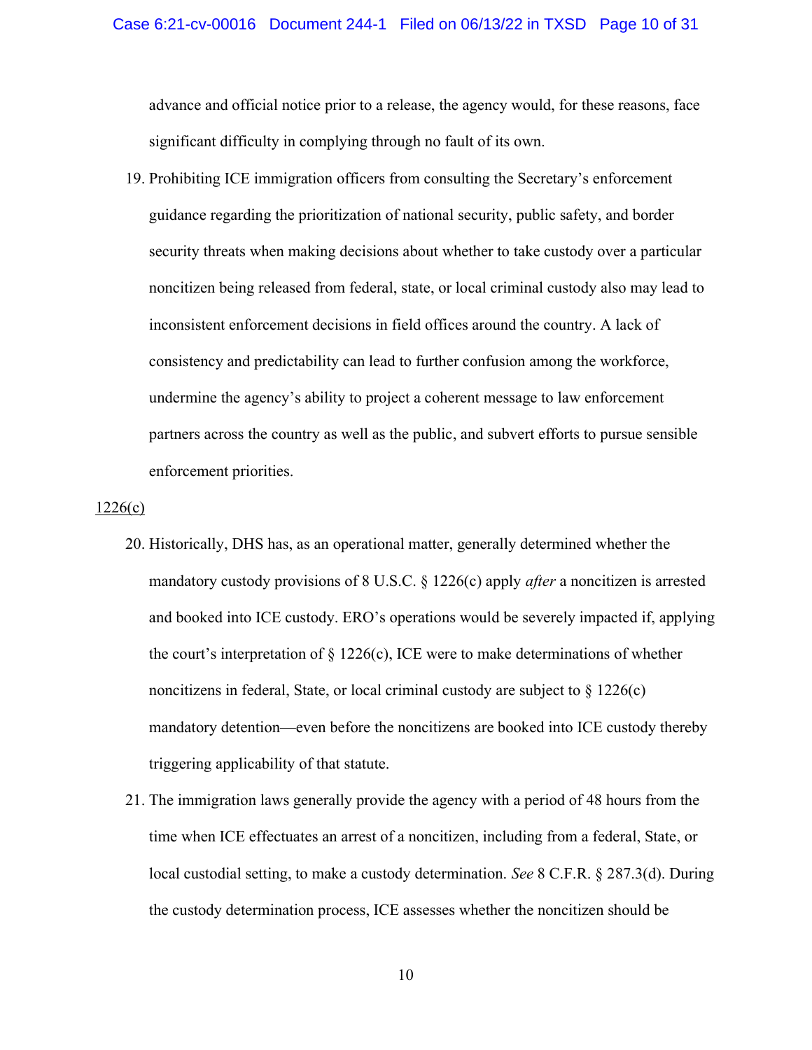advance and official notice prior to a release, the agency would, for these reasons, face significant difficulty in complying through no fault of its own.

19. Prohibiting ICE immigration officers from consulting the Secretary's enforcement guidance regarding the prioritization of national security, public safety, and border security threats when making decisions about whether to take custody over a particular noncitizen being released from federal, state, or local criminal custody also may lead to inconsistent enforcement decisions in field offices around the country. A lack of consistency and predictability can lead to further confusion among the workforce, undermine the agency's ability to project a coherent message to law enforcement partners across the country as well as the public, and subvert efforts to pursue sensible enforcement priorities.

<u>1226(c)</u>

20. Historically, DHS has, as an operational matter, generally determined whether the mandatory custody provisions of 8 U.S.C. § 1226(c) apply *after* a noncitizen is arrested and booked into ICE custody. ERO's operations would be severely impacted if, applying the court's interpretation of § 1226(c), ICE were to make determinations of whether noncitizens in federal, State, or local criminal custody are subject to § 1226(c) mandatory detention—even before the noncitizens are booked into ICE custody thereby triggering applicability of that statute.

21. The immigration laws generally provide the agency with a period of 48 hours from the time when ICE effectuates an arrest of a noncitizen, including from a federal, State, or local custodial setting, to make a custody determination. *See* 8 C.F.R. § 287.3(d). During the custody determination process, ICE assesses whether the noncitizen should be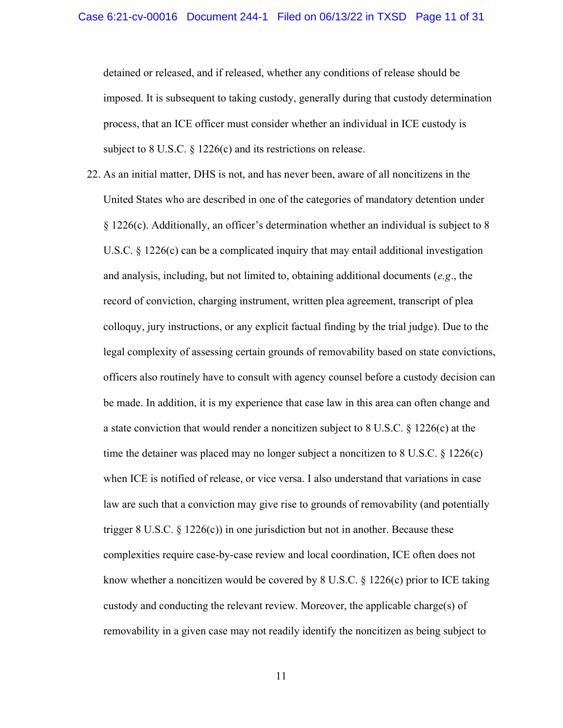detained or released, and if released, whether any conditions of release should be imposed. It is subsequent to taking custody, generally during that custody determination process, that an ICE officer must consider whether an individual in ICE custody is subject to 8 U.S.C. § 1226(c) and its restrictions on release.

22. As an initial matter, DHS is not, and has never been, aware of all noncitizens in the United States who are described in one of the categories of mandatory detention under § 1226(c). Additionally, an officer's determination whether an individual is subject to 8 U.S.C. § 1226(c) can be a complicated inquiry that may entail additional investigation and analysis, including, but not limited to, obtaining additional documents (*e.g.*, the record of conviction, charging instrument, written plea agreement, transcript of plea colloquy, jury instructions, or any explicit factual finding by the trial judge). Due to the legal complexity of assessing certain grounds of removability based on state convictions, officers also routinely have to consult with agency counsel before a custody decision can be made. In addition, it is my experience that case law in this area can often change and a state conviction that would render a noncitizen subject to 8 U.S.C. § 1226(c) at the time the detainer was placed may no longer subject a noncitizen to 8 U.S.C. § 1226(c) when ICE is notified of release, or vice versa. I also understand that variations in case law are such that a conviction may give rise to grounds of removability (and potentially trigger 8 U.S.C. § 1226(c)) in one jurisdiction but not in another. Because these complexities require case-by-case review and local coordination, ICE often does not know whether a noncitizen would be covered by 8 U.S.C. § 1226(c) prior to ICE taking custody and conducting the relevant review. Moreover, the applicable charge(s) of removability in a given case may not readily identify the noncitizen as being subject to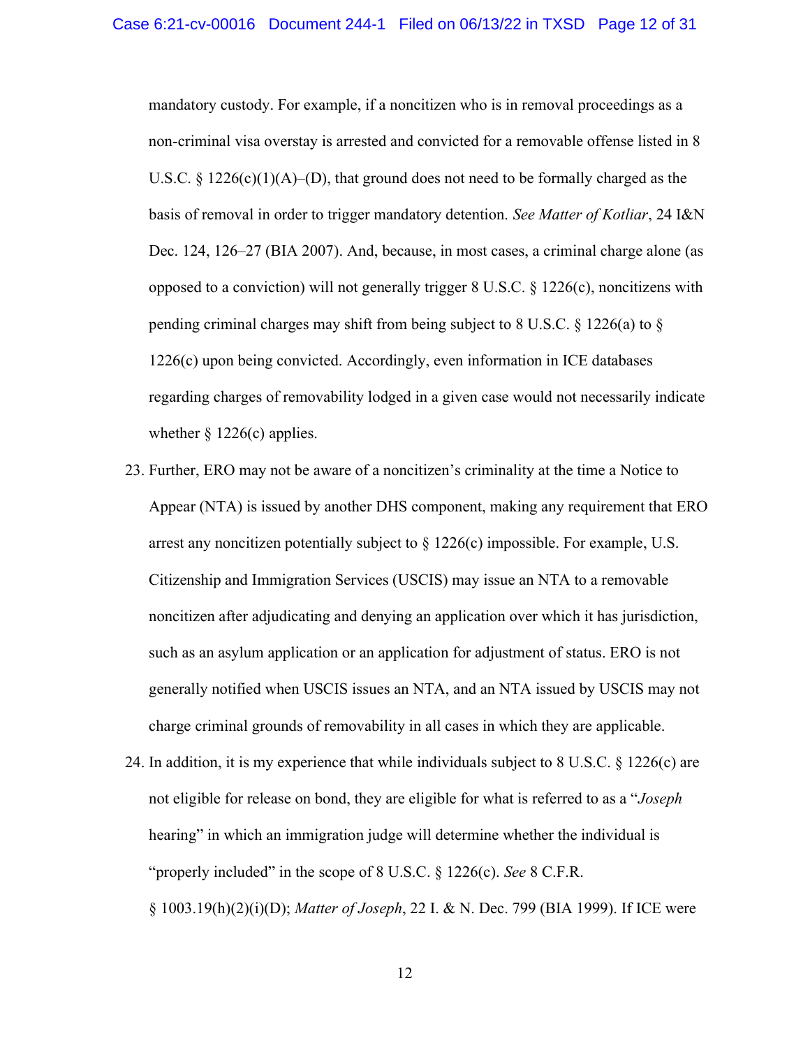mandatory custody. For example, if a noncitizen who is in removal proceedings as a non-criminal visa overstay is arrested and convicted for a removable offense listed in 8 U.S.C. § 1226(c)(1)(A)–(D), that ground does not need to be formally charged as the basis of removal in order to trigger mandatory detention. *See Matter of Kotliar*, 24 I&N Dec. 124, 126–27 (BIA 2007). And, because, in most cases, a criminal charge alone (as opposed to a conviction) will not generally trigger 8 U.S.C. § 1226(c), noncitizens with pending criminal charges may shift from being subject to 8 U.S.C. § 1226(a) to § 1226(c) upon being convicted. Accordingly, even information in ICE databases regarding charges of removability lodged in a given case would not necessarily indicate whether § 1226(c) applies.

23. Further, ERO may not be aware of a noncitizen's criminality at the time a Notice to Appear (NTA) is issued by another DHS component, making any requirement that ERO arrest any noncitizen potentially subject to § 1226(c) impossible. For example, U.S. Citizenship and Immigration Services (USCIS) may issue an NTA to a removable noncitizen after adjudicating and denying an application over which it has jurisdiction, such as an asylum application or an application for adjustment of status. ERO is not generally notified when USCIS issues an NTA, and an NTA issued by USCIS may not charge criminal grounds of removability in all cases in which they are applicable.

24. In addition, it is my experience that while individuals subject to 8 U.S.C. § 1226(c) are not eligible for release on bond, they are eligible for what is referred to as a "*Joseph* hearing" in which an immigration judge will determine whether the individual is "properly included" in the scope of 8 U.S.C. § 1226(c). *See* 8 C.F.R. § 1003.19(h)(2)(i)(D); *Matter of Joseph*, 22 I. & N. Dec. 799 (BIA 1999). If ICE were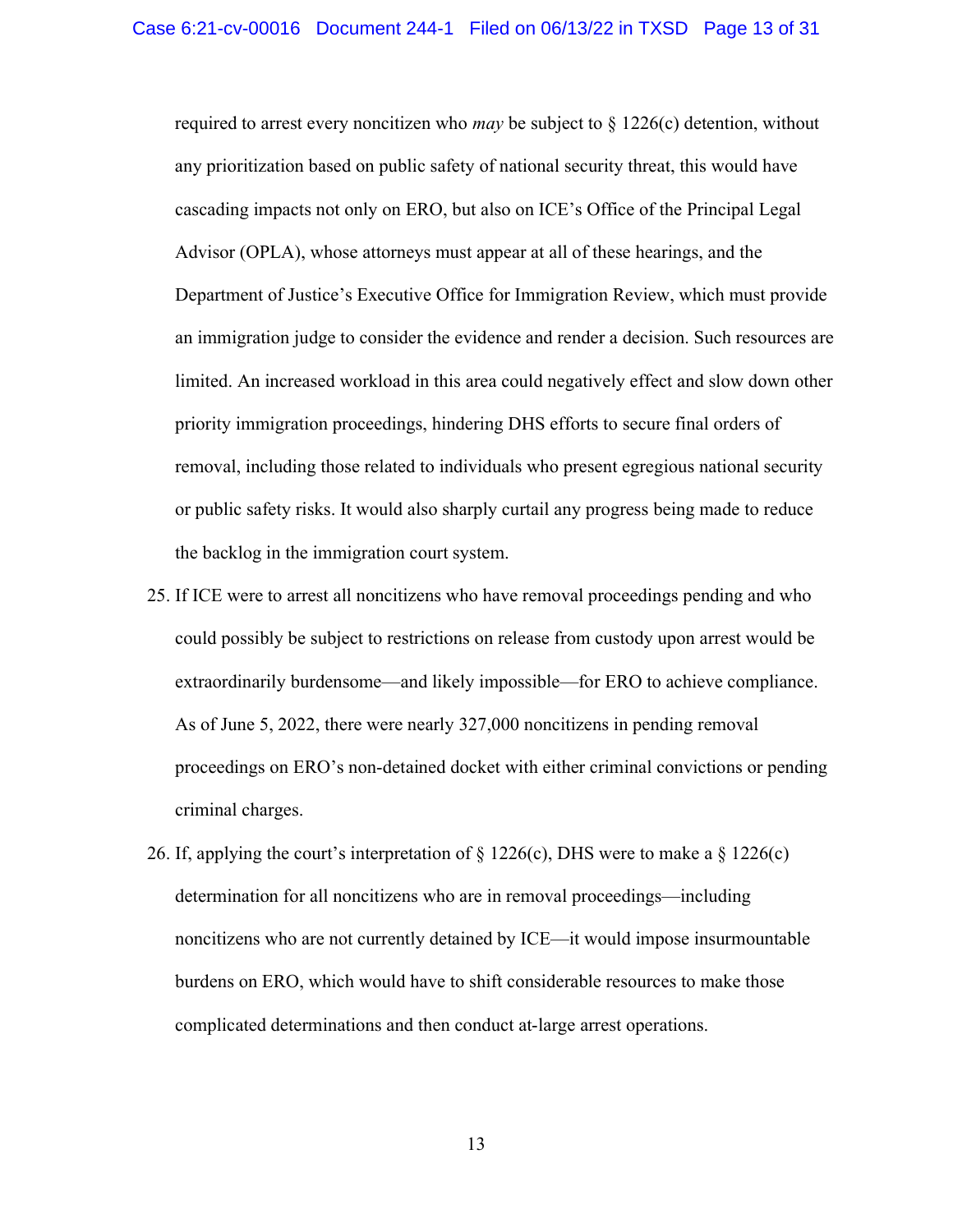required to arrest every noncitizen who *may* be subject to § 1226(c) detention, without any prioritization based on public safety of national security threat, this would have cascading impacts not only on ERO, but also on ICE's Office of the Principal Legal Advisor (OPLA), whose attorneys must appear at all of these hearings, and the Department of Justice's Executive Office for Immigration Review, which must provide an immigration judge to consider the evidence and render a decision. Such resources are limited. An increased workload in this area could negatively effect and slow down other priority immigration proceedings, hindering DHS efforts to secure final orders of removal, including those related to individuals who present egregious national security or public safety risks. It would also sharply curtail any progress being made to reduce the backlog in the immigration court system.

25. If ICE were to arrest all noncitizens who have removal proceedings pending and who could possibly be subject to restrictions on release from custody upon arrest would be extraordinarily burdensome—and likely impossible—for ERO to achieve compliance. As of June 5, 2022, there were nearly 327,000 noncitizens in pending removal proceedings on ERO's non-detained docket with either criminal convictions or pending criminal charges.

26. If, applying the court's interpretation of § 1226(c), DHS were to make a § 1226(c) determination for all noncitizens who are in removal proceedings—including noncitizens who are not currently detained by ICE—it would impose insurmountable burdens on ERO, which would have to shift considerable resources to make those complicated determinations and then conduct at-large arrest operations.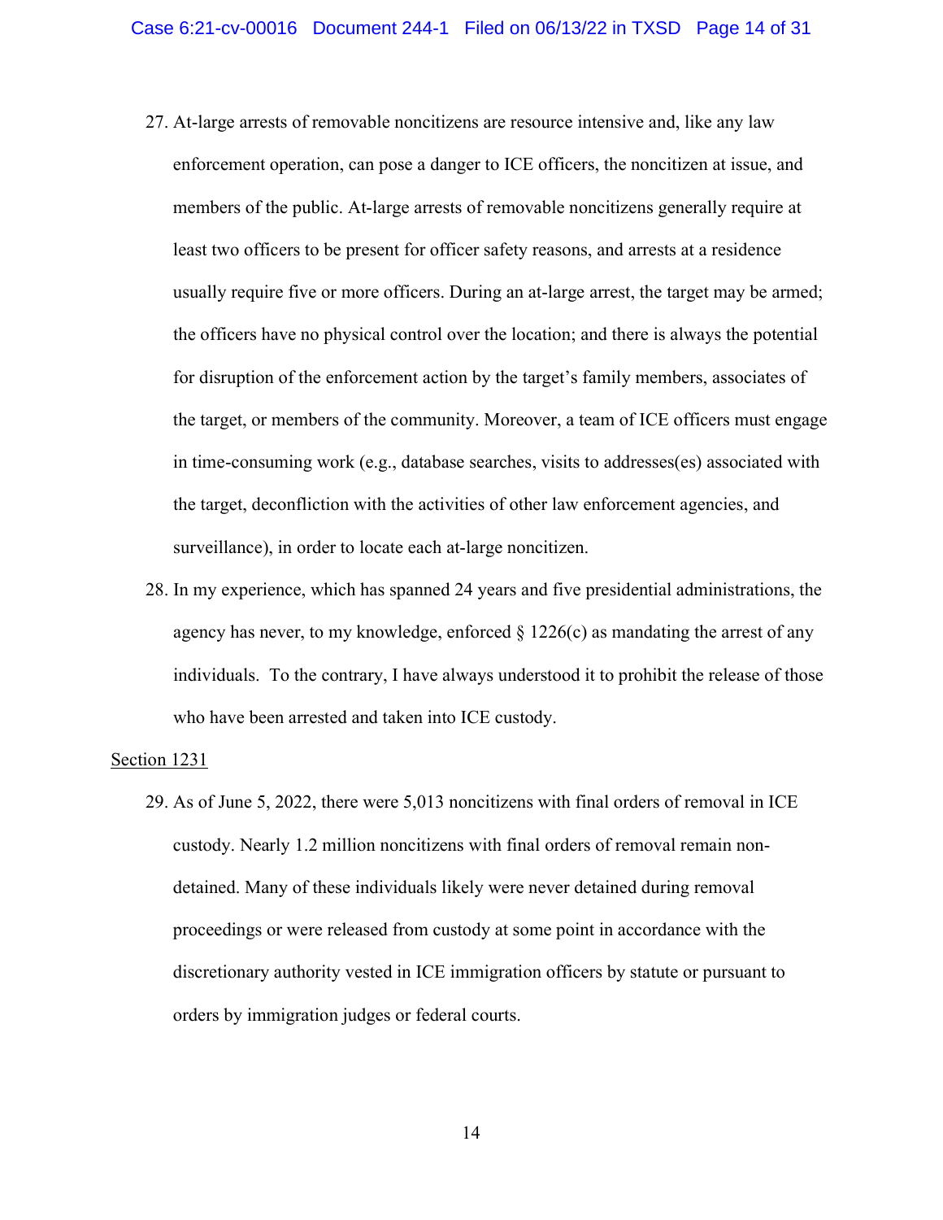27. At-large arrests of removable noncitizens are resource intensive and, like any law enforcement operation, can pose a danger to ICE officers, the noncitizen at issue, and members of the public. At-large arrests of removable noncitizens generally require at least two officers to be present for officer safety reasons, and arrests at a residence usually require five or more officers. During an at-large arrest, the target may be armed; the officers have no physical control over the location; and there is always the potential for disruption of the enforcement action by the target's family members, associates of the target, or members of the community. Moreover, a team of ICE officers must engage in time-consuming work (e.g., database searches, visits to addresses(es) associated with the target, deconfliction with the activities of other law enforcement agencies, and surveillance), in order to locate each at-large noncitizen.

28. In my experience, which has spanned 24 years and five presidential administrations, the agency has never, to my knowledge, enforced § 1226(c) as mandating the arrest of any individuals. To the contrary, I have always understood it to prohibit the release of those who have been arrested and taken into ICE custody.

<u>Section 1231</u>

29. As of June 5, 2022, there were 5,013 noncitizens with final orders of removal in ICE custody. Nearly 1.2 million noncitizens with final orders of removal remain non-detained. Many of these individuals likely were never detained during removal proceedings or were released from custody at some point in accordance with the discretionary authority vested in ICE immigration officers by statute or pursuant to orders by immigration judges or federal courts.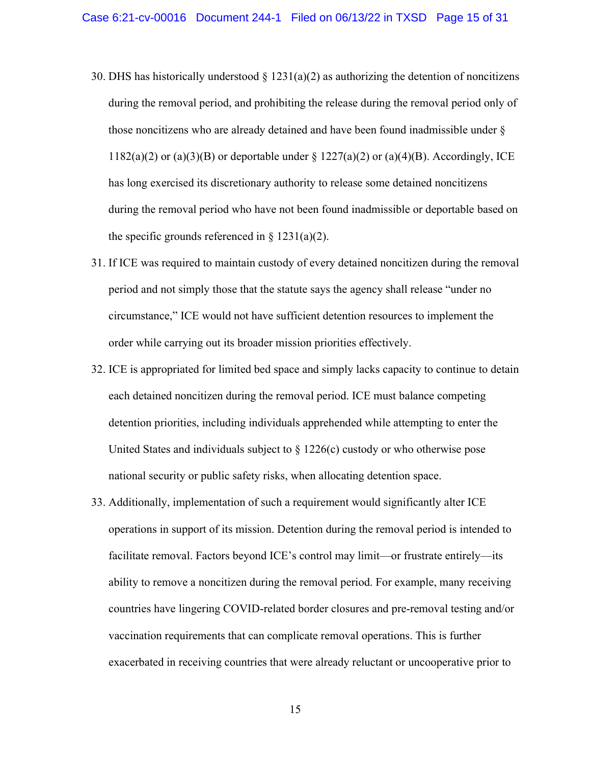30. DHS has historically understood § 1231(a)(2) as authorizing the detention of noncitizens during the removal period, and prohibiting the release during the removal period only of those noncitizens who are already detained and have been found inadmissible under § 1182(a)(2) or (a)(3)(B) or deportable under § 1227(a)(2) or (a)(4)(B). Accordingly, ICE has long exercised its discretionary authority to release some detained noncitizens during the removal period who have not been found inadmissible or deportable based on the specific grounds referenced in § 1231(a)(2).

31. If ICE was required to maintain custody of every detained noncitizen during the removal period and not simply those that the statute says the agency shall release "under no circumstance," ICE would not have sufficient detention resources to implement the order while carrying out its broader mission priorities effectively.

32. ICE is appropriated for limited bed space and simply lacks capacity to continue to detain each detained noncitizen during the removal period. ICE must balance competing detention priorities, including individuals apprehended while attempting to enter the United States and individuals subject to § 1226(c) custody or who otherwise pose national security or public safety risks, when allocating detention space.

33. Additionally, implementation of such a requirement would significantly alter ICE operations in support of its mission. Detention during the removal period is intended to facilitate removal. Factors beyond ICE's control may limit—or frustrate entirely—its ability to remove a noncitizen during the removal period. For example, many receiving countries have lingering COVID-related border closures and pre-removal testing and/or vaccination requirements that can complicate removal operations. This is further exacerbated in receiving countries that were already reluctant or uncooperative prior to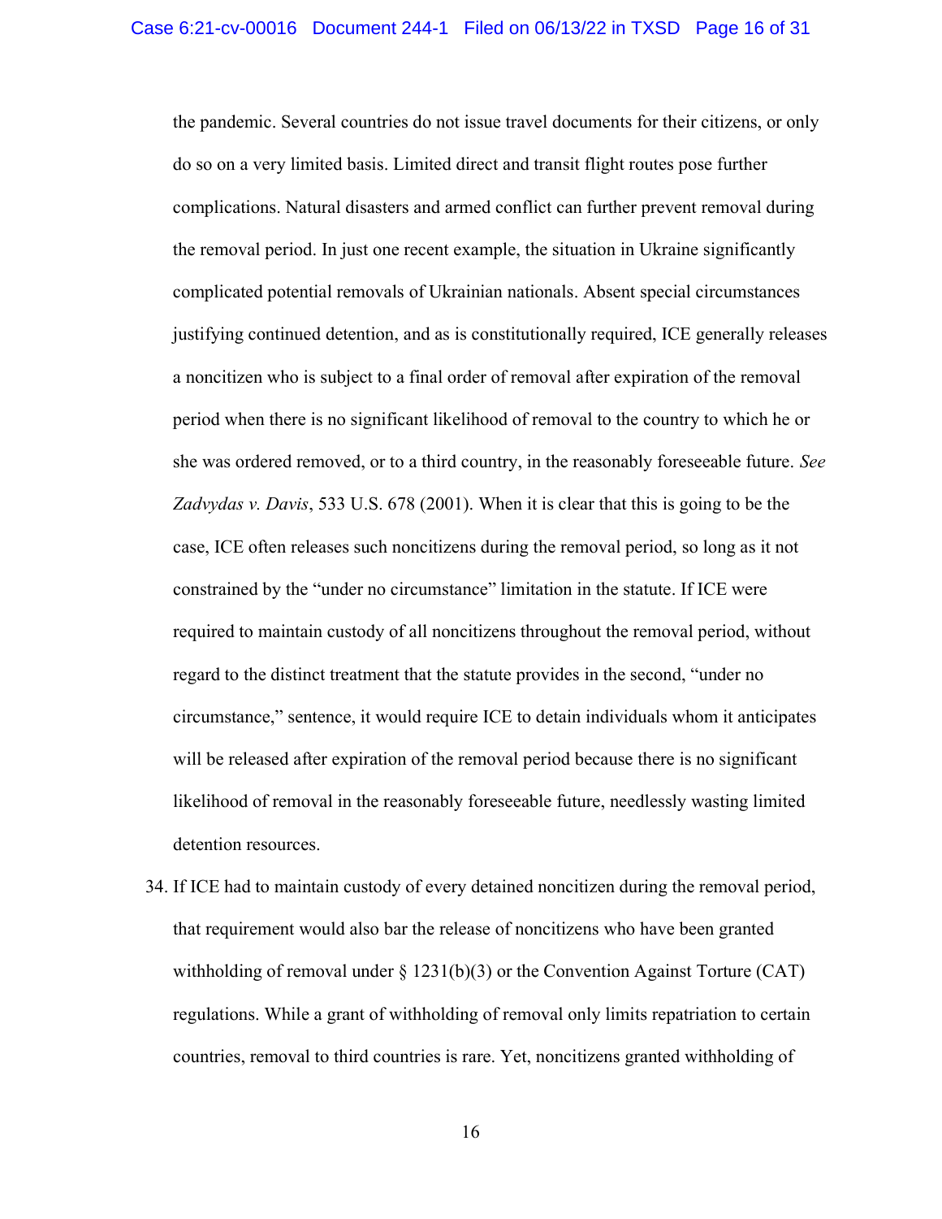the pandemic. Several countries do not issue travel documents for their citizens, or only do so on a very limited basis. Limited direct and transit flight routes pose further complications. Natural disasters and armed conflict can further prevent removal during the removal period. In just one recent example, the situation in Ukraine significantly complicated potential removals of Ukrainian nationals. Absent special circumstances justifying continued detention, and as is constitutionally required, ICE generally releases a noncitizen who is subject to a final order of removal after expiration of the removal period when there is no significant likelihood of removal to the country to which he or she was ordered removed, or to a third country, in the reasonably foreseeable future. *See Zadvydas v. Davis*, 533 U.S. 678 (2001). When it is clear that this is going to be the case, ICE often releases such noncitizens during the removal period, so long as it not constrained by the "under no circumstance" limitation in the statute. If ICE were required to maintain custody of all noncitizens throughout the removal period, without regard to the distinct treatment that the statute provides in the second, "under no circumstance," sentence, it would require ICE to detain individuals whom it anticipates will be released after expiration of the removal period because there is no significant likelihood of removal in the reasonably foreseeable future, needlessly wasting limited detention resources.

34. If ICE had to maintain custody of every detained noncitizen during the removal period, that requirement would also bar the release of noncitizens who have been granted withholding of removal under § 1231(b)(3) or the Convention Against Torture (CAT) regulations. While a grant of withholding of removal only limits repatriation to certain countries, removal to third countries is rare. Yet, noncitizens granted withholding of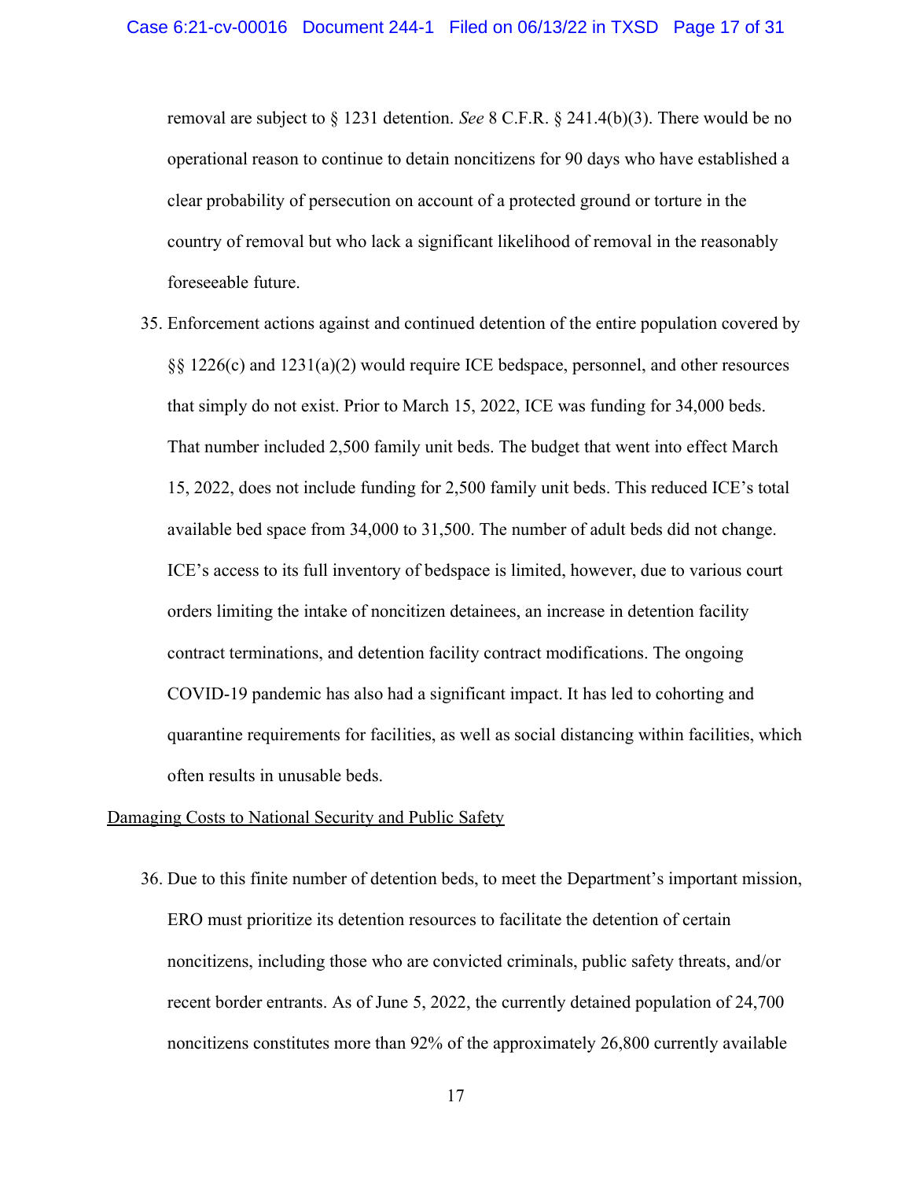removal are subject to § 1231 detention. *See* 8 C.F.R. § 241.4(b)(3). There would be no operational reason to continue to detain noncitizens for 90 days who have established a clear probability of persecution on account of a protected ground or torture in the country of removal but who lack a significant likelihood of removal in the reasonably foreseeable future.

35. Enforcement actions against and continued detention of the entire population covered by §§ 1226(c) and 1231(a)(2) would require ICE bedspace, personnel, and other resources that simply do not exist. Prior to March 15, 2022, ICE was funding for 34,000 beds. That number included 2,500 family unit beds. The budget that went into effect March 15, 2022, does not include funding for 2,500 family unit beds. This reduced ICE's total available bed space from 34,000 to 31,500. The number of adult beds did not change. ICE's access to its full inventory of bedspace is limited, however, due to various court orders limiting the intake of noncitizen detainees, an increase in detention facility contract terminations, and detention facility contract modifications. The ongoing COVID-19 pandemic has also had a significant impact. It has led to cohorting and quarantine requirements for facilities, as well as social distancing within facilities, which often results in unusable beds.

<u>Damaging Costs to National Security and Public Safety</u>

36. Due to this finite number of detention beds, to meet the Department's important mission, ERO must prioritize its detention resources to facilitate the detention of certain noncitizens, including those who are convicted criminals, public safety threats, and/or recent border entrants. As of June 5, 2022, the currently detained population of 24,700 noncitizens constitutes more than 92% of the approximately 26,800 currently available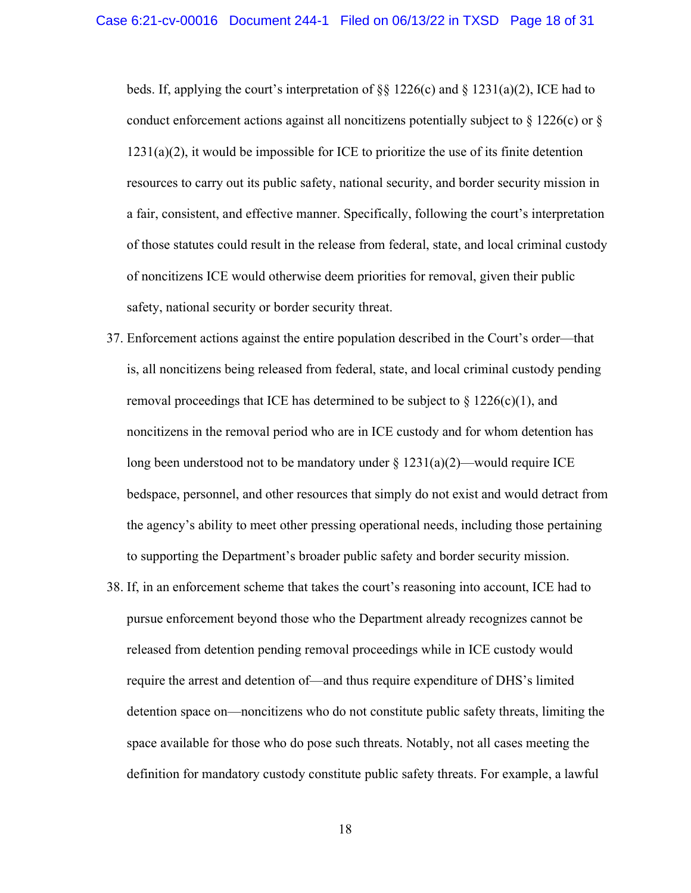beds. If, applying the court's interpretation of §§ 1226(c) and § 1231(a)(2), ICE had to conduct enforcement actions against all noncitizens potentially subject to § 1226(c) or § 1231(a)(2), it would be impossible for ICE to prioritize the use of its finite detention resources to carry out its public safety, national security, and border security mission in a fair, consistent, and effective manner. Specifically, following the court's interpretation of those statutes could result in the release from federal, state, and local criminal custody of noncitizens ICE would otherwise deem priorities for removal, given their public safety, national security or border security threat.

37. Enforcement actions against the entire population described in the Court's order—that is, all noncitizens being released from federal, state, and local criminal custody pending removal proceedings that ICE has determined to be subject to § 1226(c)(1), and noncitizens in the removal period who are in ICE custody and for whom detention has long been understood not to be mandatory under § 1231(a)(2)—would require ICE bedspace, personnel, and other resources that simply do not exist and would detract from the agency's ability to meet other pressing operational needs, including those pertaining to supporting the Department's broader public safety and border security mission.

38. If, in an enforcement scheme that takes the court's reasoning into account, ICE had to pursue enforcement beyond those who the Department already recognizes cannot be released from detention pending removal proceedings while in ICE custody would require the arrest and detention of—and thus require expenditure of DHS's limited detention space on—noncitizens who do not constitute public safety threats, limiting the space available for those who do pose such threats. Notably, not all cases meeting the definition for mandatory custody constitute public safety threats. For example, a lawful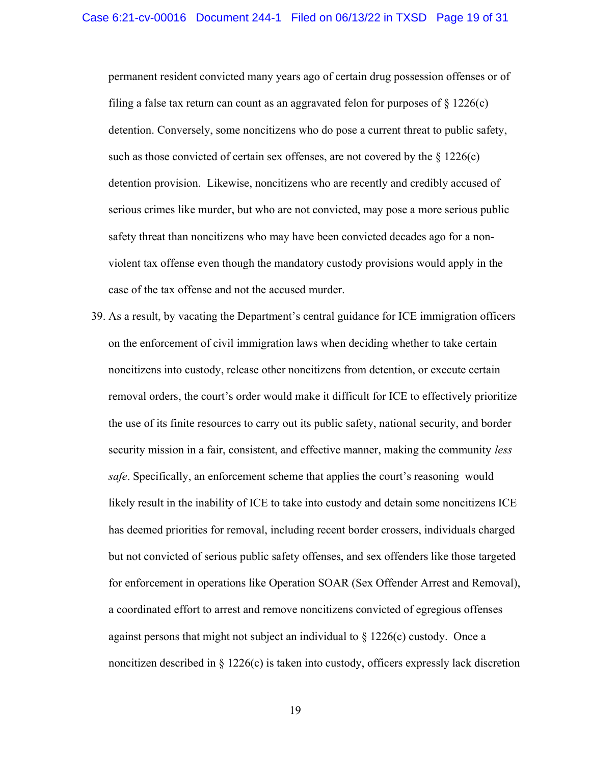permanent resident convicted many years ago of certain drug possession offenses or of filing a false tax return can count as an aggravated felon for purposes of § 1226(c) detention. Conversely, some noncitizens who do pose a current threat to public safety, such as those convicted of certain sex offenses, are not covered by the § 1226(c) detention provision. Likewise, noncitizens who are recently and credibly accused of serious crimes like murder, but who are not convicted, may pose a more serious public safety threat than noncitizens who may have been convicted decades ago for a non-violent tax offense even though the mandatory custody provisions would apply in the case of the tax offense and not the accused murder.

39. As a result, by vacating the Department's central guidance for ICE immigration officers on the enforcement of civil immigration laws when deciding whether to take certain noncitizens into custody, release other noncitizens from detention, or execute certain removal orders, the court's order would make it difficult for ICE to effectively prioritize the use of its finite resources to carry out its public safety, national security, and border security mission in a fair, consistent, and effective manner, making the community *less safe*. Specifically, an enforcement scheme that applies the court's reasoning would likely result in the inability of ICE to take into custody and detain some noncitizens ICE has deemed priorities for removal, including recent border crossers, individuals charged but not convicted of serious public safety offenses, and sex offenders like those targeted for enforcement in operations like Operation SOAR (Sex Offender Arrest and Removal), a coordinated effort to arrest and remove noncitizens convicted of egregious offenses against persons that might not subject an individual to § 1226(c) custody. Once a noncitizen described in § 1226(c) is taken into custody, officers expressly lack discretion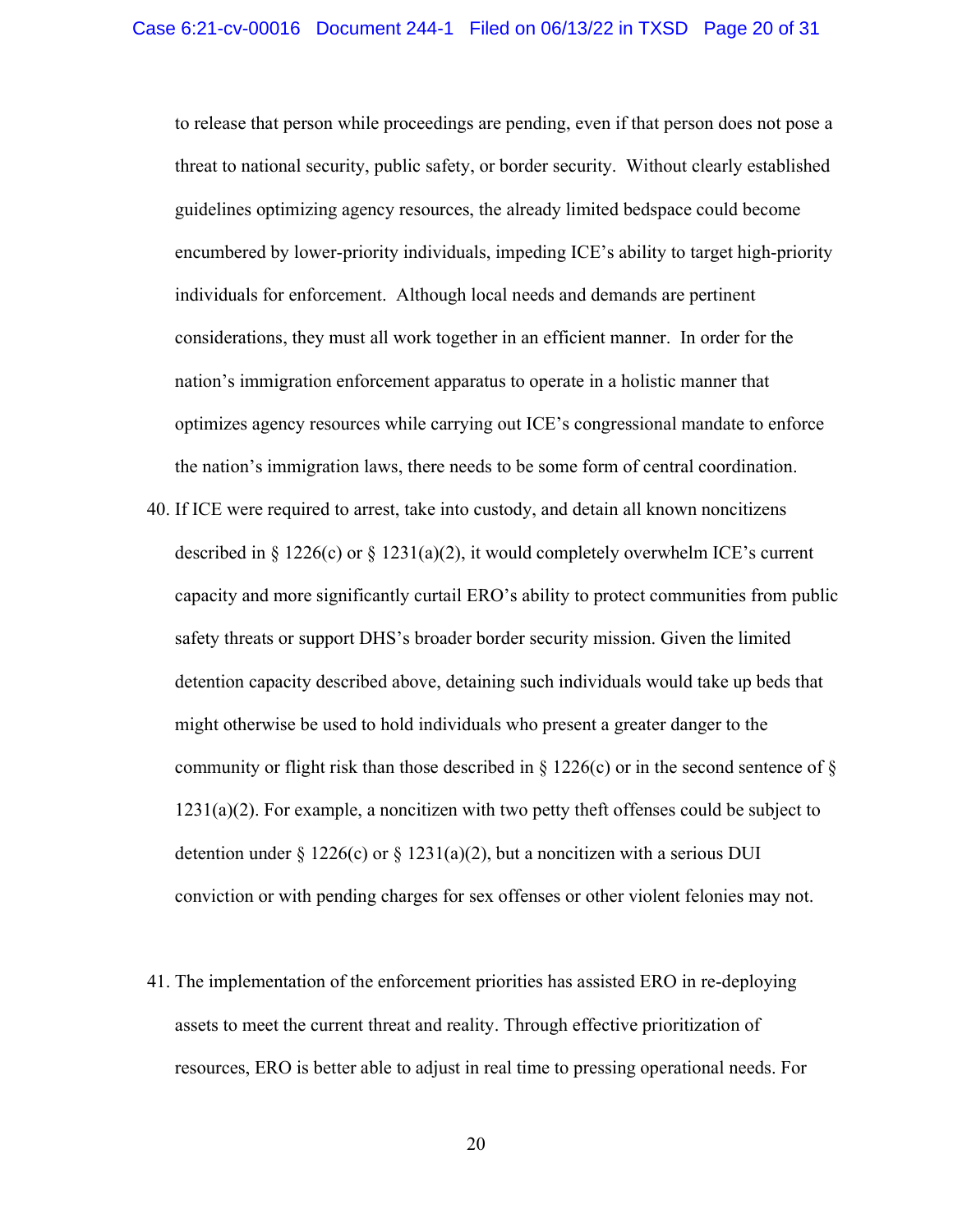to release that person while proceedings are pending, even if that person does not pose a threat to national security, public safety, or border security. Without clearly established guidelines optimizing agency resources, the already limited bedspace could become encumbered by lower-priority individuals, impeding ICE's ability to target high-priority individuals for enforcement. Although local needs and demands are pertinent considerations, they must all work together in an efficient manner. In order for the nation's immigration enforcement apparatus to operate in a holistic manner that optimizes agency resources while carrying out ICE's congressional mandate to enforce the nation's immigration laws, there needs to be some form of central coordination.

40. If ICE were required to arrest, take into custody, and detain all known noncitizens described in § 1226(c) or § 1231(a)(2), it would completely overwhelm ICE's current capacity and more significantly curtail ERO's ability to protect communities from public safety threats or support DHS's broader border security mission. Given the limited detention capacity described above, detaining such individuals would take up beds that might otherwise be used to hold individuals who present a greater danger to the community or flight risk than those described in § 1226(c) or in the second sentence of § 1231(a)(2). For example, a noncitizen with two petty theft offenses could be subject to detention under § 1226(c) or § 1231(a)(2), but a noncitizen with a serious DUI conviction or with pending charges for sex offenses or other violent felonies may not.

41. The implementation of the enforcement priorities has assisted ERO in re-deploying assets to meet the current threat and reality. Through effective prioritization of resources, ERO is better able to adjust in real time to pressing operational needs. For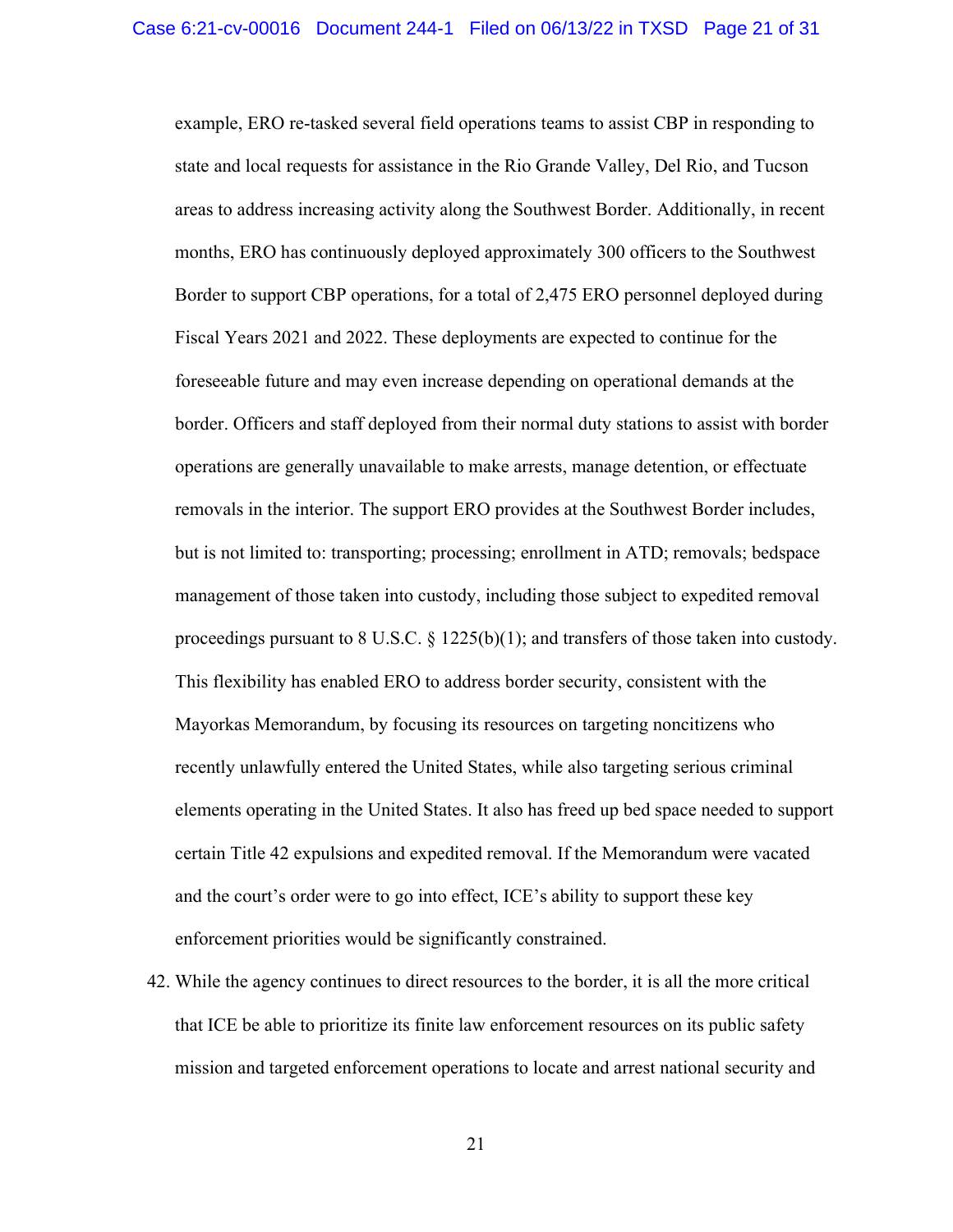example, ERO re-tasked several field operations teams to assist CBP in responding to state and local requests for assistance in the Rio Grande Valley, Del Rio, and Tucson areas to address increasing activity along the Southwest Border. Additionally, in recent months, ERO has continuously deployed approximately 300 officers to the Southwest Border to support CBP operations, for a total of 2,475 ERO personnel deployed during Fiscal Years 2021 and 2022. These deployments are expected to continue for the foreseeable future and may even increase depending on operational demands at the border. Officers and staff deployed from their normal duty stations to assist with border operations are generally unavailable to make arrests, manage detention, or effectuate removals in the interior. The support ERO provides at the Southwest Border includes, but is not limited to: transporting; processing; enrollment in ATD; removals; bedspace management of those taken into custody, including those subject to expedited removal proceedings pursuant to 8 U.S.C. § 1225(b)(1); and transfers of those taken into custody. This flexibility has enabled ERO to address border security, consistent with the Mayorkas Memorandum, by focusing its resources on targeting noncitizens who recently unlawfully entered the United States, while also targeting serious criminal elements operating in the United States. It also has freed up bed space needed to support certain Title 42 expulsions and expedited removal. If the Memorandum were vacated and the court's order were to go into effect, ICE's ability to support these key enforcement priorities would be significantly constrained.

42. While the agency continues to direct resources to the border, it is all the more critical that ICE be able to prioritize its finite law enforcement resources on its public safety mission and targeted enforcement operations to locate and arrest national security and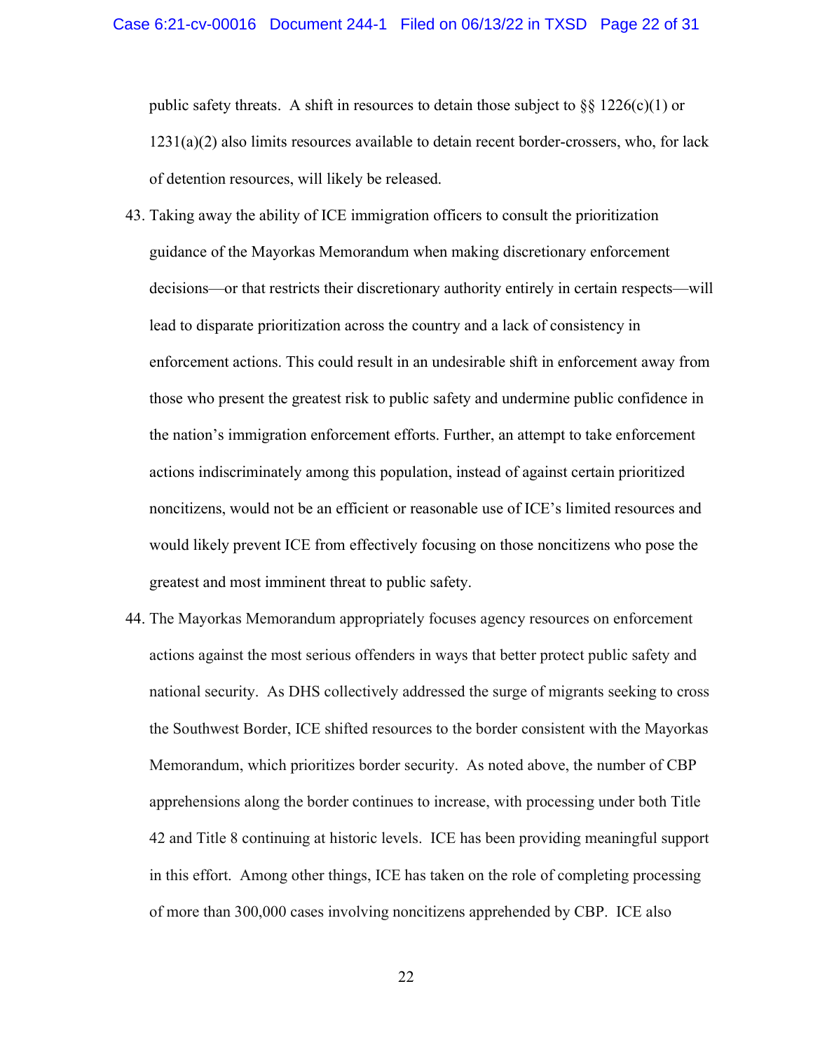public safety threats. A shift in resources to detain those subject to §§ 1226(c)(1) or 1231(a)(2) also limits resources available to detain recent border-crossers, who, for lack of detention resources, will likely be released.

43. Taking away the ability of ICE immigration officers to consult the prioritization guidance of the Mayorkas Memorandum when making discretionary enforcement decisions—or that restricts their discretionary authority entirely in certain respects—will lead to disparate prioritization across the country and a lack of consistency in enforcement actions. This could result in an undesirable shift in enforcement away from those who present the greatest risk to public safety and undermine public confidence in the nation's immigration enforcement efforts. Further, an attempt to take enforcement actions indiscriminately among this population, instead of against certain prioritized noncitizens, would not be an efficient or reasonable use of ICE's limited resources and would likely prevent ICE from effectively focusing on those noncitizens who pose the greatest and most imminent threat to public safety.

44. The Mayorkas Memorandum appropriately focuses agency resources on enforcement actions against the most serious offenders in ways that better protect public safety and national security. As DHS collectively addressed the surge of migrants seeking to cross the Southwest Border, ICE shifted resources to the border consistent with the Mayorkas Memorandum, which prioritizes border security. As noted above, the number of CBP apprehensions along the border continues to increase, with processing under both Title 42 and Title 8 continuing at historic levels. ICE has been providing meaningful support in this effort. Among other things, ICE has taken on the role of completing processing of more than 300,000 cases involving noncitizens apprehended by CBP. ICE also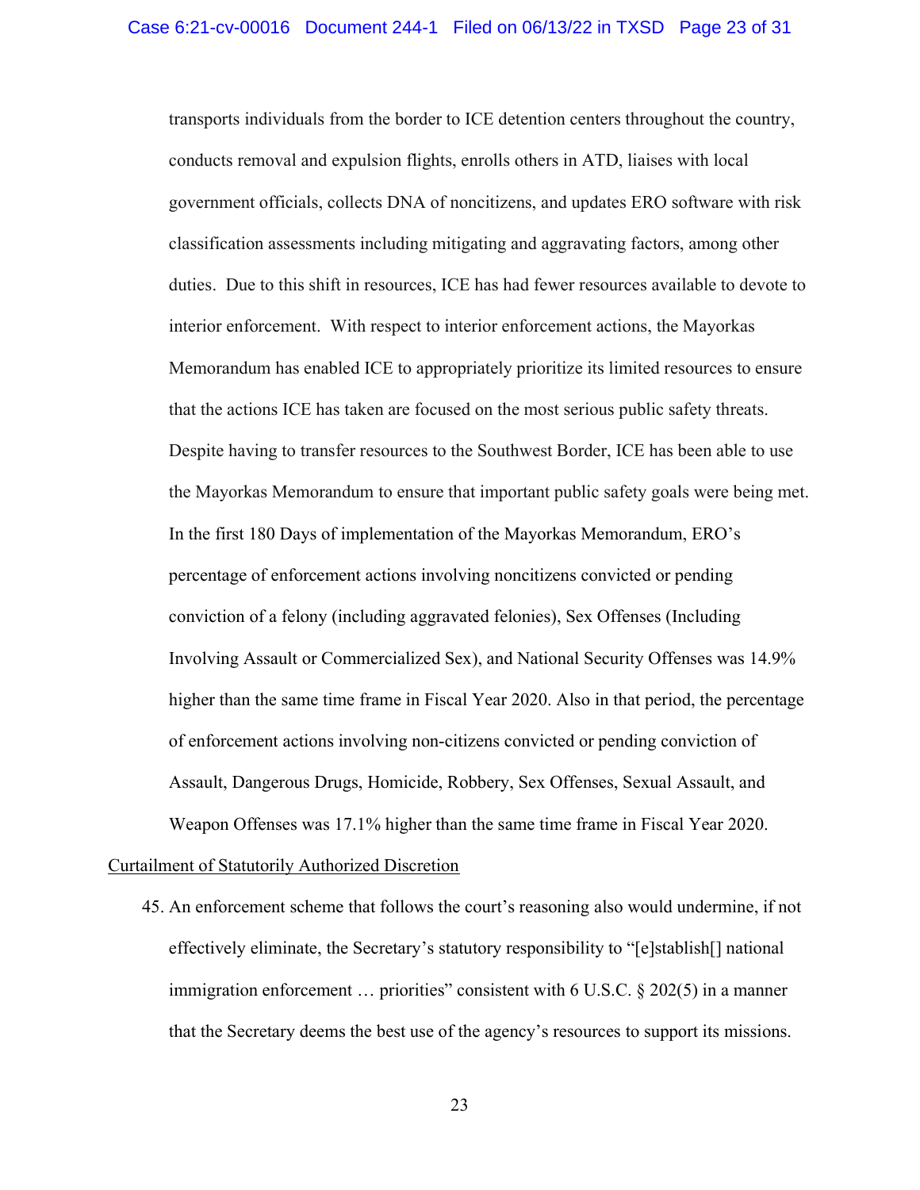transports individuals from the border to ICE detention centers throughout the country, conducts removal and expulsion flights, enrolls others in ATD, liaises with local government officials, collects DNA of noncitizens, and updates ERO software with risk classification assessments including mitigating and aggravating factors, among other duties. Due to this shift in resources, ICE has had fewer resources available to devote to interior enforcement. With respect to interior enforcement actions, the Mayorkas Memorandum has enabled ICE to appropriately prioritize its limited resources to ensure that the actions ICE has taken are focused on the most serious public safety threats. Despite having to transfer resources to the Southwest Border, ICE has been able to use the Mayorkas Memorandum to ensure that important public safety goals were being met. In the first 180 Days of implementation of the Mayorkas Memorandum, ERO's percentage of enforcement actions involving noncitizens convicted or pending conviction of a felony (including aggravated felonies), Sex Offenses (Including Involving Assault or Commercialized Sex), and National Security Offenses was 14.9% higher than the same time frame in Fiscal Year 2020. Also in that period, the percentage of enforcement actions involving non-citizens convicted or pending conviction of Assault, Dangerous Drugs, Homicide, Robbery, Sex Offenses, Sexual Assault, and Weapon Offenses was 17.1% higher than the same time frame in Fiscal Year 2020.

Curtailment of Statutorily Authorized Discretion

45. An enforcement scheme that follows the court's reasoning also would undermine, if not effectively eliminate, the Secretary's statutory responsibility to "[e]stablish[] national immigration enforcement … priorities" consistent with 6 U.S.C. § 202(5) in a manner that the Secretary deems the best use of the agency's resources to support its missions.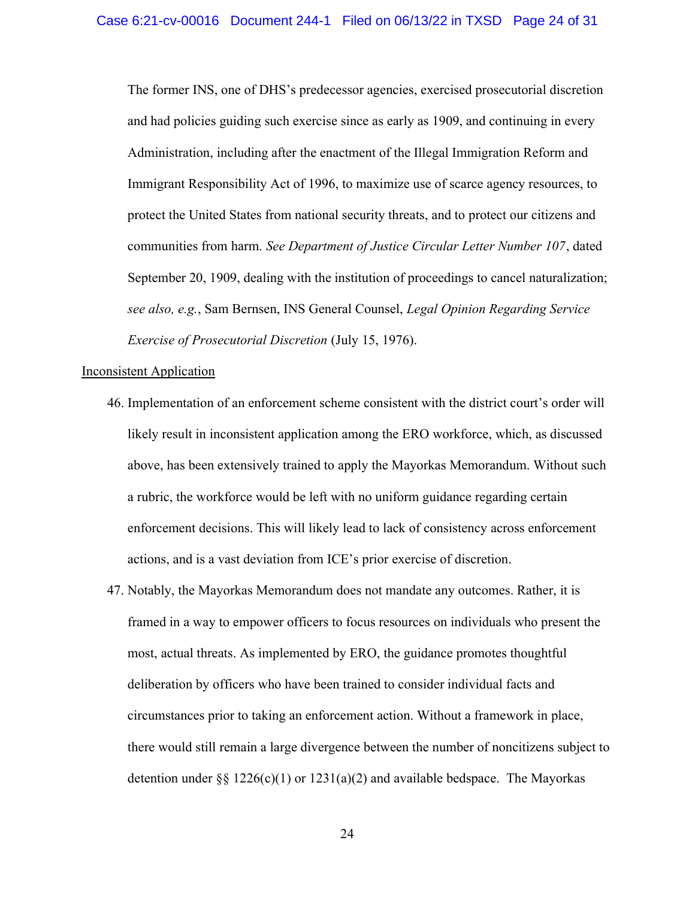The former INS, one of DHS's predecessor agencies, exercised prosecutorial discretion and had policies guiding such exercise since as early as 1909, and continuing in every Administration, including after the enactment of the Illegal Immigration Reform and Immigrant Responsibility Act of 1996, to maximize use of scarce agency resources, to protect the United States from national security threats, and to protect our citizens and communities from harm. *See Department of Justice Circular Letter Number 107*, dated September 20, 1909, dealing with the institution of proceedings to cancel naturalization; *see also, e.g.*, Sam Bernsen, INS General Counsel, *Legal Opinion Regarding Service Exercise of Prosecutorial Discretion* (July 15, 1976).

<u>Inconsistent Application</u>

46. Implementation of an enforcement scheme consistent with the district court's order will likely result in inconsistent application among the ERO workforce, which, as discussed above, has been extensively trained to apply the Mayorkas Memorandum. Without such a rubric, the workforce would be left with no uniform guidance regarding certain enforcement decisions. This will likely lead to lack of consistency across enforcement actions, and is a vast deviation from ICE's prior exercise of discretion.

47. Notably, the Mayorkas Memorandum does not mandate any outcomes. Rather, it is framed in a way to empower officers to focus resources on individuals who present the most, actual threats. As implemented by ERO, the guidance promotes thoughtful deliberation by officers who have been trained to consider individual facts and circumstances prior to taking an enforcement action. Without a framework in place, there would still remain a large divergence between the number of noncitizens subject to detention under §§ 1226(c)(1) or 1231(a)(2) and available bedspace. The Mayorkas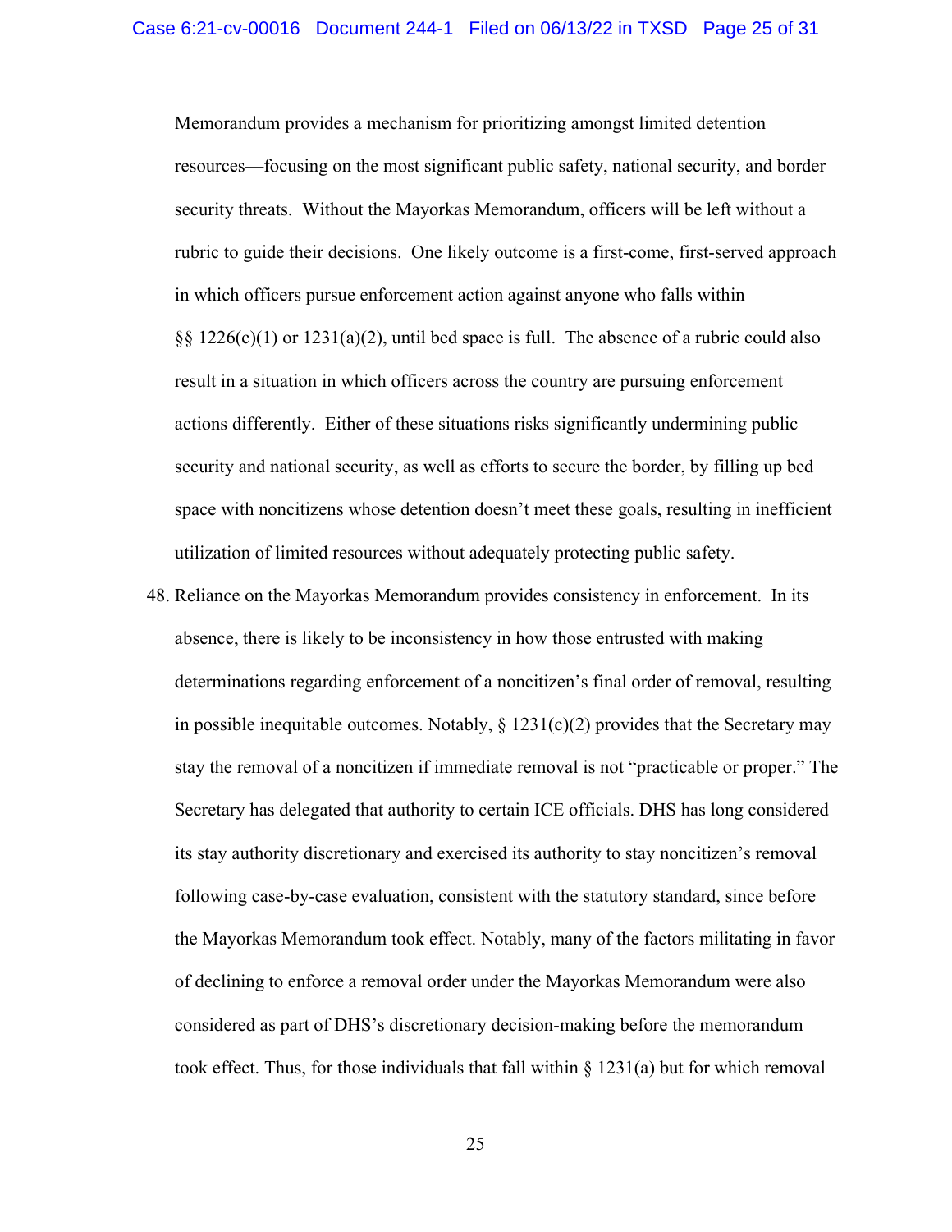Memorandum provides a mechanism for prioritizing amongst limited detention resources—focusing on the most significant public safety, national security, and border security threats. Without the Mayorkas Memorandum, officers will be left without a rubric to guide their decisions. One likely outcome is a first-come, first-served approach in which officers pursue enforcement action against anyone who falls within §§ 1226(c)(1) or 1231(a)(2), until bed space is full. The absence of a rubric could also result in a situation in which officers across the country are pursuing enforcement actions differently. Either of these situations risks significantly undermining public security and national security, as well as efforts to secure the border, by filling up bed space with noncitizens whose detention doesn't meet these goals, resulting in inefficient utilization of limited resources without adequately protecting public safety.

48. Reliance on the Mayorkas Memorandum provides consistency in enforcement. In its absence, there is likely to be inconsistency in how those entrusted with making determinations regarding enforcement of a noncitizen's final order of removal, resulting in possible inequitable outcomes. Notably, § 1231(c)(2) provides that the Secretary may stay the removal of a noncitizen if immediate removal is not "practicable or proper." The Secretary has delegated that authority to certain ICE officials. DHS has long considered its stay authority discretionary and exercised its authority to stay noncitizen's removal following case-by-case evaluation, consistent with the statutory standard, since before the Mayorkas Memorandum took effect. Notably, many of the factors militating in favor of declining to enforce a removal order under the Mayorkas Memorandum were also considered as part of DHS's discretionary decision-making before the memorandum took effect. Thus, for those individuals that fall within § 1231(a) but for which removal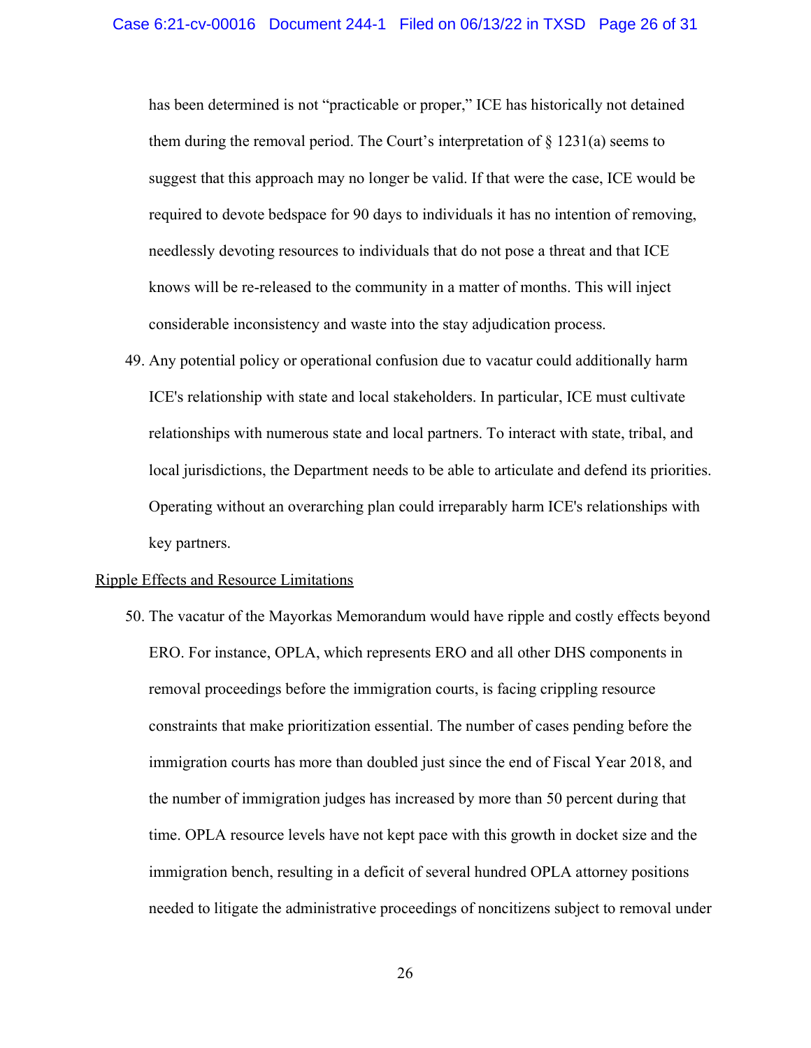has been determined is not "practicable or proper," ICE has historically not detained them during the removal period. The Court's interpretation of § 1231(a) seems to suggest that this approach may no longer be valid. If that were the case, ICE would be required to devote bedspace for 90 days to individuals it has no intention of removing, needlessly devoting resources to individuals that do not pose a threat and that ICE knows will be re-released to the community in a matter of months. This will inject considerable inconsistency and waste into the stay adjudication process.

49. Any potential policy or operational confusion due to vacatur could additionally harm ICE's relationship with state and local stakeholders. In particular, ICE must cultivate relationships with numerous state and local partners. To interact with state, tribal, and local jurisdictions, the Department needs to be able to articulate and defend its priorities. Operating without an overarching plan could irreparably harm ICE's relationships with key partners.

<u>Ripple Effects and Resource Limitations</u>

50. The vacatur of the Mayorkas Memorandum would have ripple and costly effects beyond ERO. For instance, OPLA, which represents ERO and all other DHS components in removal proceedings before the immigration courts, is facing crippling resource constraints that make prioritization essential. The number of cases pending before the immigration courts has more than doubled just since the end of Fiscal Year 2018, and the number of immigration judges has increased by more than 50 percent during that time. OPLA resource levels have not kept pace with this growth in docket size and the immigration bench, resulting in a deficit of several hundred OPLA attorney positions needed to litigate the administrative proceedings of noncitizens subject to removal under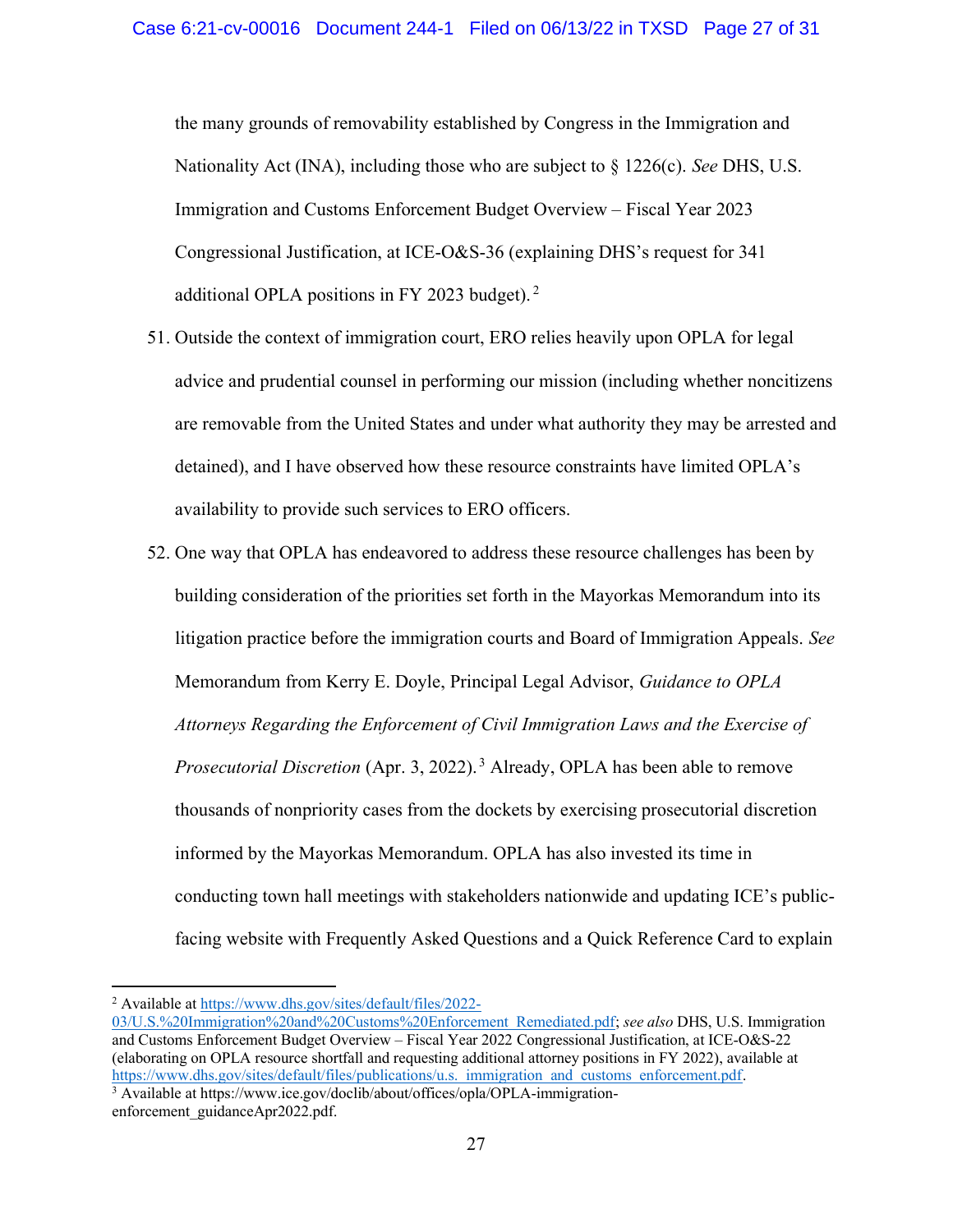the many grounds of removability established by Congress in the Immigration and Nationality Act (INA), including those who are subject to § 1226(c). *See* DHS, U.S. Immigration and Customs Enforcement Budget Overview – Fiscal Year 2023 Congressional Justification, at ICE-O&S-36 (explaining DHS's request for 341 additional OPLA positions in FY 2023 budget).[2]

51. Outside the context of immigration court, ERO relies heavily upon OPLA for legal advice and prudential counsel in performing our mission (including whether noncitizens are removable from the United States and under what authority they may be arrested and detained), and I have observed how these resource constraints have limited OPLA's availability to provide such services to ERO officers.

52. One way that OPLA has endeavored to address these resource challenges has been by building consideration of the priorities set forth in the Mayorkas Memorandum into its litigation practice before the immigration courts and Board of Immigration Appeals. *See* Memorandum from Kerry E. Doyle, Principal Legal Advisor, *Guidance to OPLA Attorneys Regarding the Enforcement of Civil Immigration Laws and the Exercise of Prosecutorial Discretion* (Apr. 3, 2022).[3] Already, OPLA has been able to remove thousands of nonpriority cases from the dockets by exercising prosecutorial discretion informed by the Mayorkas Memorandum. OPLA has also invested its time in conducting town hall meetings with stakeholders nationwide and updating ICE's public-facing website with Frequently Asked Questions and a Quick Reference Card to explain

---

[2] Available at https://www.dhs.gov/sites/default/files/2022-03/U.S.%20Immigration%20and%20Customs%20Enforcement_Remediated.pdf; *see also* DHS, U.S. Immigration and Customs Enforcement Budget Overview – Fiscal Year 2022 Congressional Justification, at ICE-O&S-22 (elaborating on OPLA resource shortfall and requesting additional attorney positions in FY 2022), available at https://www.dhs.gov/sites/default/files/publications/u.s._immigration_and_customs_enforcement.pdf.

[3] Available at https://www.ice.gov/doclib/about/offices/opla/OPLA-immigration-enforcement_guidanceApr2022.pdf.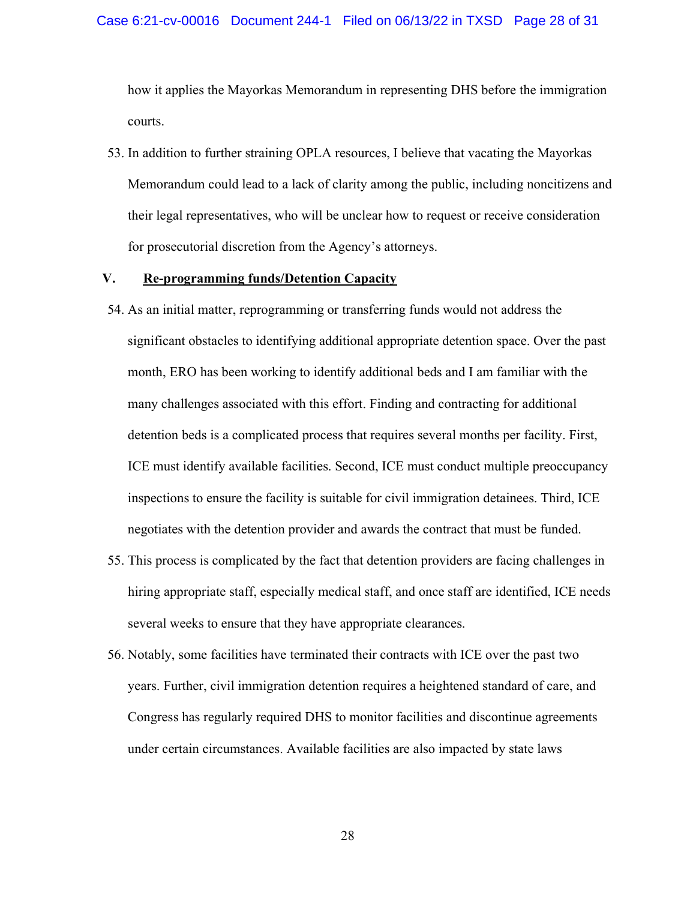how it applies the Mayorkas Memorandum in representing DHS before the immigration courts.

53. In addition to further straining OPLA resources, I believe that vacating the Mayorkas Memorandum could lead to a lack of clarity among the public, including noncitizens and their legal representatives, who will be unclear how to request or receive consideration for prosecutorial discretion from the Agency's attorneys.

## V. <u>Re-programming funds/Detention Capacity</u>

54. As an initial matter, reprogramming or transferring funds would not address the significant obstacles to identifying additional appropriate detention space. Over the past month, ERO has been working to identify additional beds and I am familiar with the many challenges associated with this effort. Finding and contracting for additional detention beds is a complicated process that requires several months per facility. First, ICE must identify available facilities. Second, ICE must conduct multiple preoccupancy inspections to ensure the facility is suitable for civil immigration detainees. Third, ICE negotiates with the detention provider and awards the contract that must be funded.

55. This process is complicated by the fact that detention providers are facing challenges in hiring appropriate staff, especially medical staff, and once staff are identified, ICE needs several weeks to ensure that they have appropriate clearances.

56. Notably, some facilities have terminated their contracts with ICE over the past two years. Further, civil immigration detention requires a heightened standard of care, and Congress has regularly required DHS to monitor facilities and discontinue agreements under certain circumstances. Available facilities are also impacted by state laws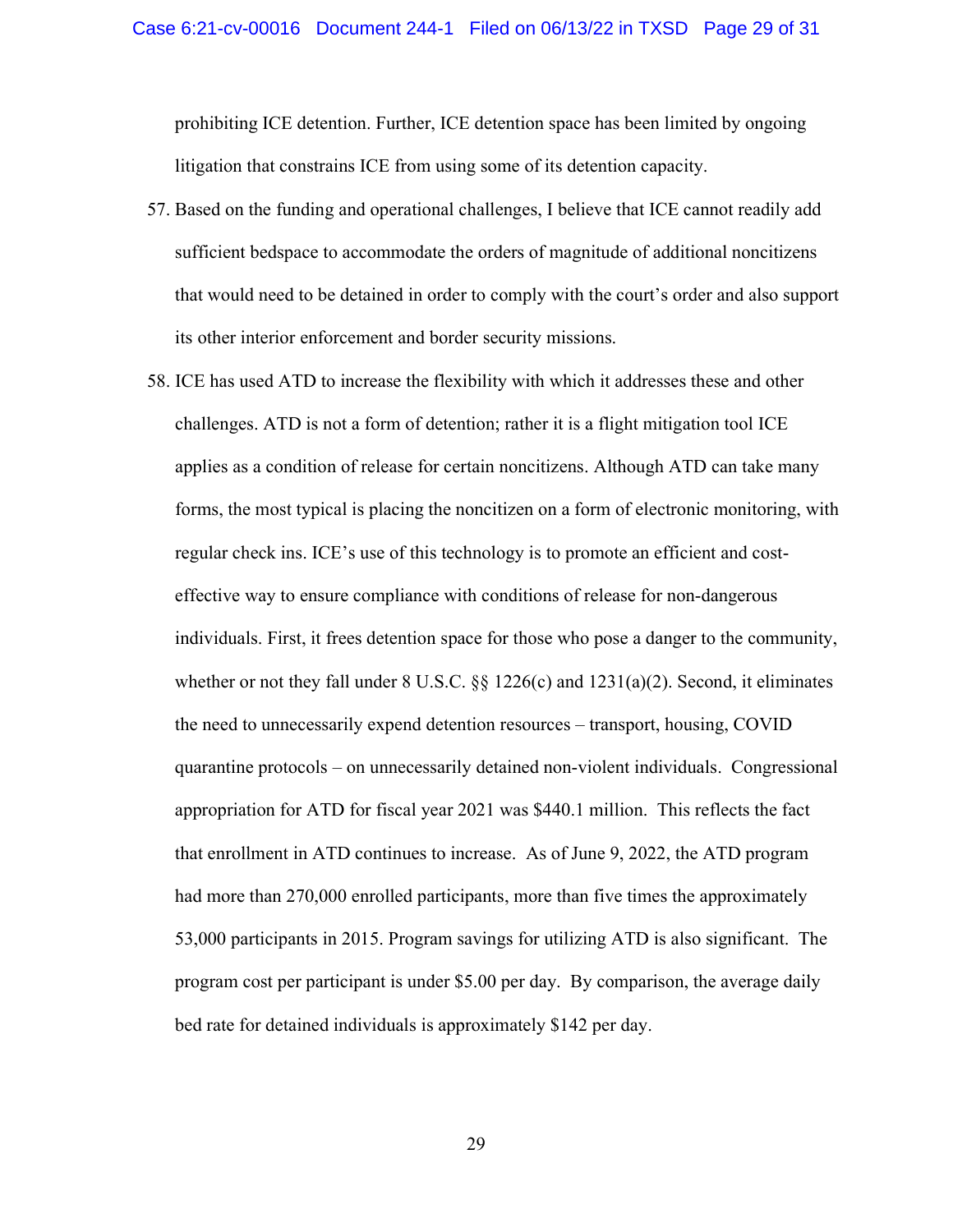prohibiting ICE detention. Further, ICE detention space has been limited by ongoing litigation that constrains ICE from using some of its detention capacity.

57. Based on the funding and operational challenges, I believe that ICE cannot readily add sufficient bedspace to accommodate the orders of magnitude of additional noncitizens that would need to be detained in order to comply with the court's order and also support its other interior enforcement and border security missions.

58. ICE has used ATD to increase the flexibility with which it addresses these and other challenges. ATD is not a form of detention; rather it is a flight mitigation tool ICE applies as a condition of release for certain noncitizens. Although ATD can take many forms, the most typical is placing the noncitizen on a form of electronic monitoring, with regular check ins. ICE's use of this technology is to promote an efficient and cost-effective way to ensure compliance with conditions of release for non-dangerous individuals. First, it frees detention space for those who pose a danger to the community, whether or not they fall under 8 U.S.C. §§ 1226(c) and 1231(a)(2). Second, it eliminates the need to unnecessarily expend detention resources – transport, housing, COVID quarantine protocols – on unnecessarily detained non-violent individuals. Congressional appropriation for ATD for fiscal year 2021 was $440.1 million. This reflects the fact that enrollment in ATD continues to increase. As of June 9, 2022, the ATD program had more than 270,000 enrolled participants, more than five times the approximately 53,000 participants in 2015. Program savings for utilizing ATD is also significant. The program cost per participant is under $5.00 per day. By comparison, the average daily bed rate for detained individuals is approximately $142 per day.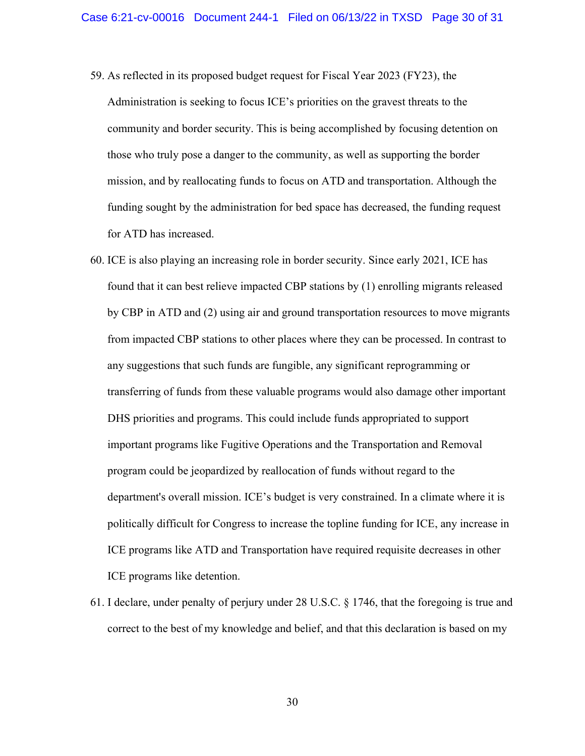59. As reflected in its proposed budget request for Fiscal Year 2023 (FY23), the Administration is seeking to focus ICE's priorities on the gravest threats to the community and border security. This is being accomplished by focusing detention on those who truly pose a danger to the community, as well as supporting the border mission, and by reallocating funds to focus on ATD and transportation. Although the funding sought by the administration for bed space has decreased, the funding request for ATD has increased.

60. ICE is also playing an increasing role in border security. Since early 2021, ICE has found that it can best relieve impacted CBP stations by (1) enrolling migrants released by CBP in ATD and (2) using air and ground transportation resources to move migrants from impacted CBP stations to other places where they can be processed. In contrast to any suggestions that such funds are fungible, any significant reprogramming or transferring of funds from these valuable programs would also damage other important DHS priorities and programs. This could include funds appropriated to support important programs like Fugitive Operations and the Transportation and Removal program could be jeopardized by reallocation of funds without regard to the department's overall mission. ICE's budget is very constrained. In a climate where it is politically difficult for Congress to increase the topline funding for ICE, any increase in ICE programs like ATD and Transportation have required requisite decreases in other ICE programs like detention.

61. I declare, under penalty of perjury under 28 U.S.C. § 1746, that the foregoing is true and correct to the best of my knowledge and belief, and that this declaration is based on my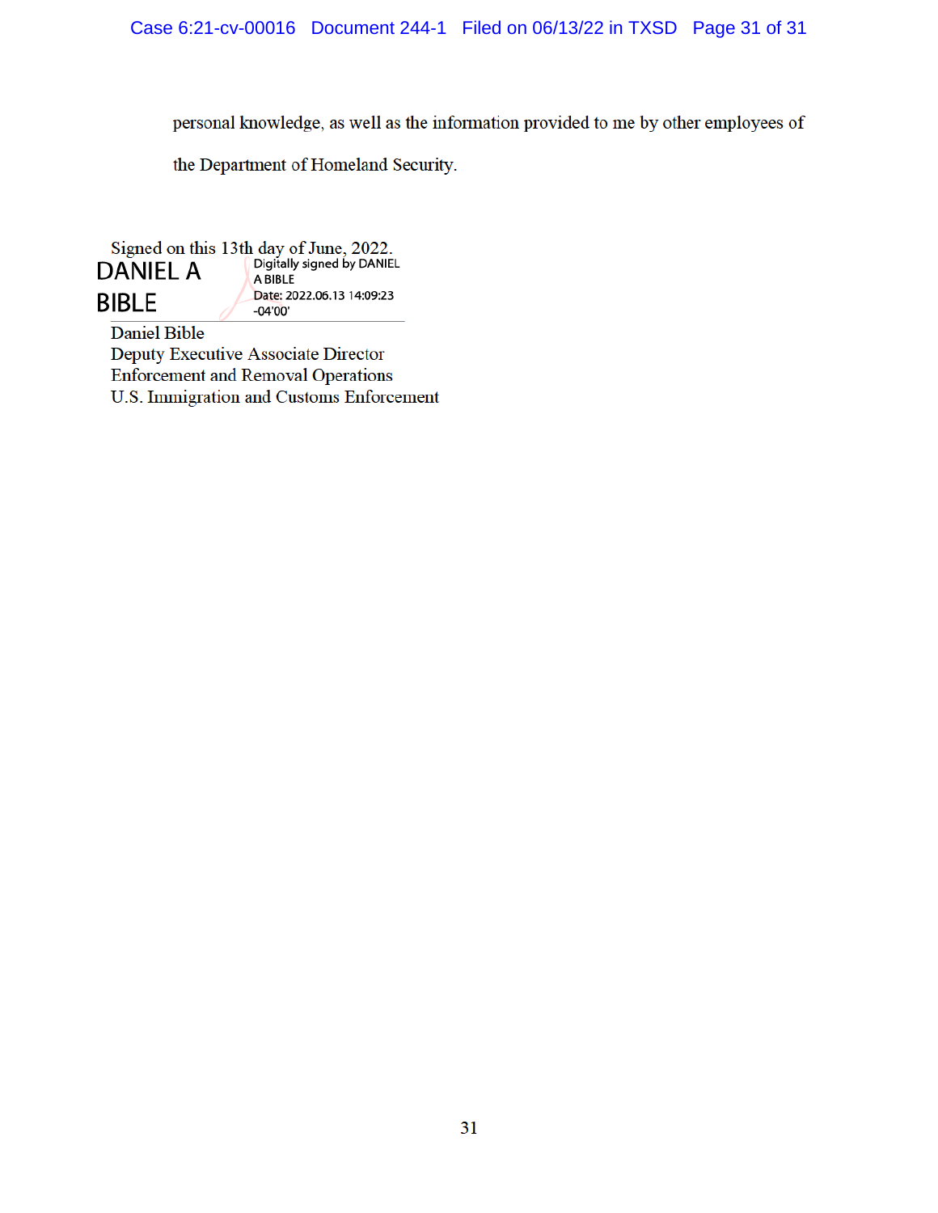personal knowledge, as well as the information provided to me by other employees of the Department of Homeland Security.

Signed on this 13th day of June, 2022.

DANIEL A BIBLE

Digitally signed by DANIEL A BIBLE
Date: 2022.06.13 14:09:23 -04'00'

Daniel Bible
Deputy Executive Associate Director
Enforcement and Removal Operations
U.S. Immigration and Customs Enforcement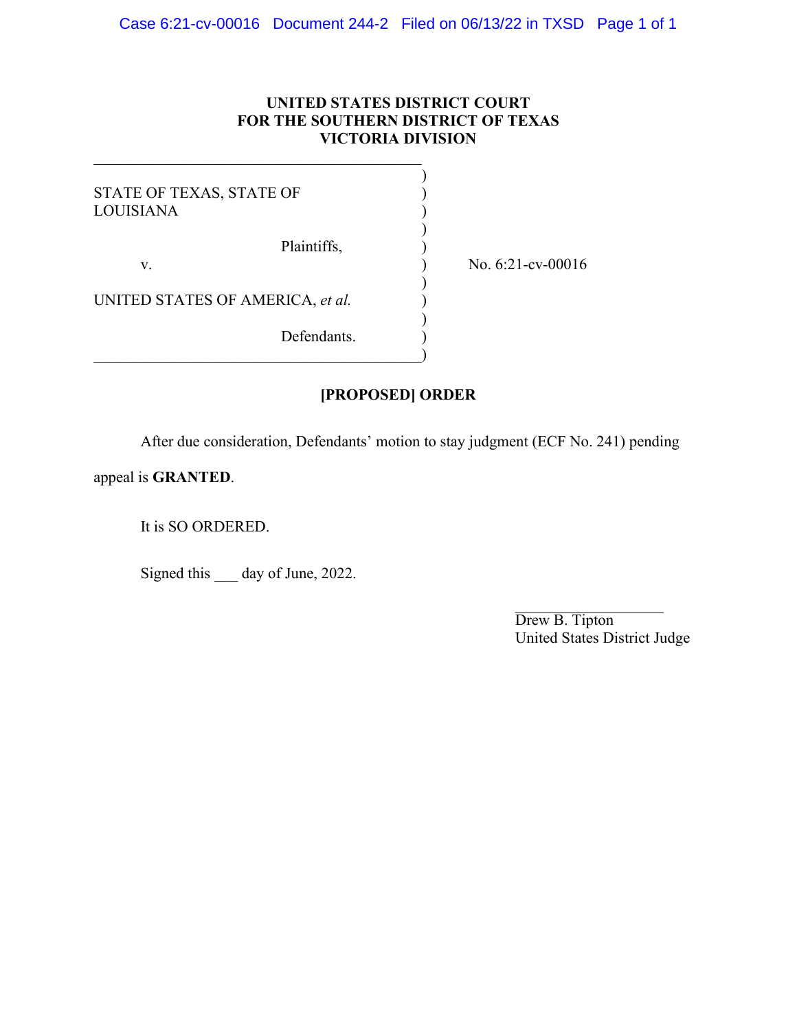**UNITED STATES DISTRICT COURT**
**FOR THE SOUTHERN DISTRICT OF TEXAS**
**VICTORIA DIVISION**

| | |
|---|---|
| STATE OF TEXAS, STATE OF LOUISIANA<br><br>Plaintiffs,<br><br>v.<br><br>UNITED STATES OF AMERICA, *et al.*<br><br>Defendants. | No. 6:21-cv-00016 |

**[PROPOSED] ORDER**

After due consideration, Defendants' motion to stay judgment (ECF No. 241) pending appeal is **GRANTED**.

It is SO ORDERED.

Signed this ___ day of June, 2022.

\_\_\_\_\_\_\_\_\_\_\_\_\_\_\_\_\_\_
Drew B. Tipton
United States District Judge